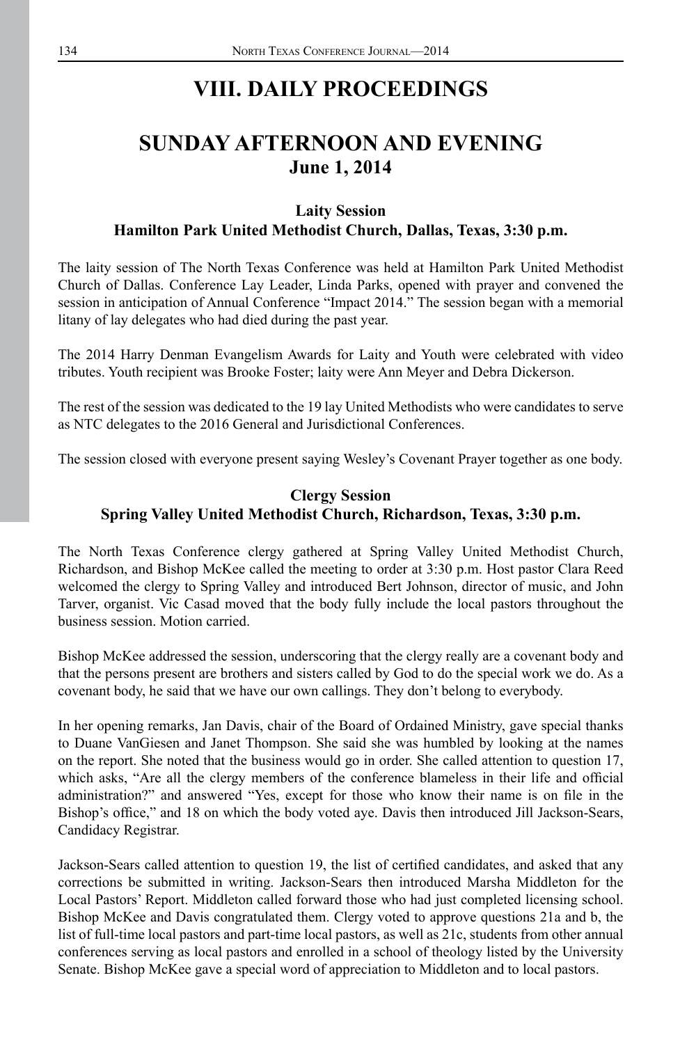# VIII. DAILY PROCEEDINGS

## SUNDAY AFTERNOON AND EVENING
### June 1, 2014

#### Laity Session
#### Hamilton Park United Methodist Church, Dallas, Texas, 3:30 p.m.

The laity session of The North Texas Conference was held at Hamilton Park United Methodist Church of Dallas. Conference Lay Leader, Linda Parks, opened with prayer and convened the session in anticipation of Annual Conference "Impact 2014." The session began with a memorial litany of lay delegates who had died during the past year.

The 2014 Harry Denman Evangelism Awards for Laity and Youth were celebrated with video tributes. Youth recipient was Brooke Foster; laity were Ann Meyer and Debra Dickerson.

The rest of the session was dedicated to the 19 lay United Methodists who were candidates to serve as NTC delegates to the 2016 General and Jurisdictional Conferences.

The session closed with everyone present saying Wesley's Covenant Prayer together as one body.

#### Clergy Session
#### Spring Valley United Methodist Church, Richardson, Texas, 3:30 p.m.

The North Texas Conference clergy gathered at Spring Valley United Methodist Church, Richardson, and Bishop McKee called the meeting to order at 3:30 p.m. Host pastor Clara Reed welcomed the clergy to Spring Valley and introduced Bert Johnson, director of music, and John Tarver, organist. Vic Casad moved that the body fully include the local pastors throughout the business session. Motion carried.

Bishop McKee addressed the session, underscoring that the clergy really are a covenant body and that the persons present are brothers and sisters called by God to do the special work we do. As a covenant body, he said that we have our own callings. They don't belong to everybody.

In her opening remarks, Jan Davis, chair of the Board of Ordained Ministry, gave special thanks to Duane VanGiesen and Janet Thompson. She said she was humbled by looking at the names on the report. She noted that the business would go in order. She called attention to question 17, which asks, "Are all the clergy members of the conference blameless in their life and official administration?" and answered "Yes, except for those who know their name is on file in the Bishop's office," and 18 on which the body voted aye. Davis then introduced Jill Jackson-Sears, Candidacy Registrar.

Jackson-Sears called attention to question 19, the list of certified candidates, and asked that any corrections be submitted in writing. Jackson-Sears then introduced Marsha Middleton for the Local Pastors' Report. Middleton called forward those who had just completed licensing school. Bishop McKee and Davis congratulated them. Clergy voted to approve questions 21a and b, the list of full-time local pastors and part-time local pastors, as well as 21c, students from other annual conferences serving as local pastors and enrolled in a school of theology listed by the University Senate. Bishop McKee gave a special word of appreciation to Middleton and to local pastors.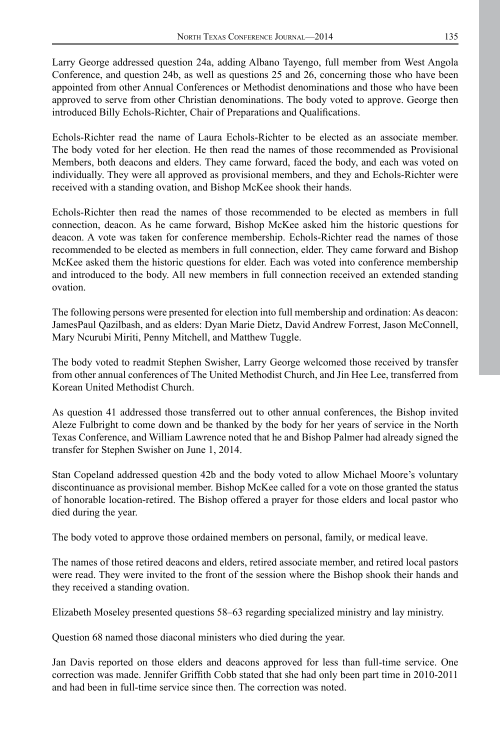Larry George addressed question 24a, adding Albano Tayengo, full member from West Angola Conference, and question 24b, as well as questions 25 and 26, concerning those who have been appointed from other Annual Conferences or Methodist denominations and those who have been approved to serve from other Christian denominations. The body voted to approve. George then introduced Billy Echols-Richter, Chair of Preparations and Qualifications.

Echols-Richter read the name of Laura Echols-Richter to be elected as an associate member. The body voted for her election. He then read the names of those recommended as Provisional Members, both deacons and elders. They came forward, faced the body, and each was voted on individually. They were all approved as provisional members, and they and Echols-Richter were received with a standing ovation, and Bishop McKee shook their hands.

Echols-Richter then read the names of those recommended to be elected as members in full connection, deacon. As he came forward, Bishop McKee asked him the historic questions for deacon. A vote was taken for conference membership. Echols-Richter read the names of those recommended to be elected as members in full connection, elder. They came forward and Bishop McKee asked them the historic questions for elder. Each was voted into conference membership and introduced to the body. All new members in full connection received an extended standing ovation.

The following persons were presented for election into full membership and ordination: As deacon: JamesPaul Qazilbash, and as elders: Dyan Marie Dietz, David Andrew Forrest, Jason McConnell, Mary Ncurubi Miriti, Penny Mitchell, and Matthew Tuggle.

The body voted to readmit Stephen Swisher, Larry George welcomed those received by transfer from other annual conferences of The United Methodist Church, and Jin Hee Lee, transferred from Korean United Methodist Church.

As question 41 addressed those transferred out to other annual conferences, the Bishop invited Aleze Fulbright to come down and be thanked by the body for her years of service in the North Texas Conference, and William Lawrence noted that he and Bishop Palmer had already signed the transfer for Stephen Swisher on June 1, 2014.

Stan Copeland addressed question 42b and the body voted to allow Michael Moore's voluntary discontinuance as provisional member. Bishop McKee called for a vote on those granted the status of honorable location-retired. The Bishop offered a prayer for those elders and local pastor who died during the year.

The body voted to approve those ordained members on personal, family, or medical leave.

The names of those retired deacons and elders, retired associate member, and retired local pastors were read. They were invited to the front of the session where the Bishop shook their hands and they received a standing ovation.

Elizabeth Moseley presented questions 58–63 regarding specialized ministry and lay ministry.

Question 68 named those diaconal ministers who died during the year.

Jan Davis reported on those elders and deacons approved for less than full-time service. One correction was made. Jennifer Griffith Cobb stated that she had only been part time in 2010-2011 and had been in full-time service since then. The correction was noted.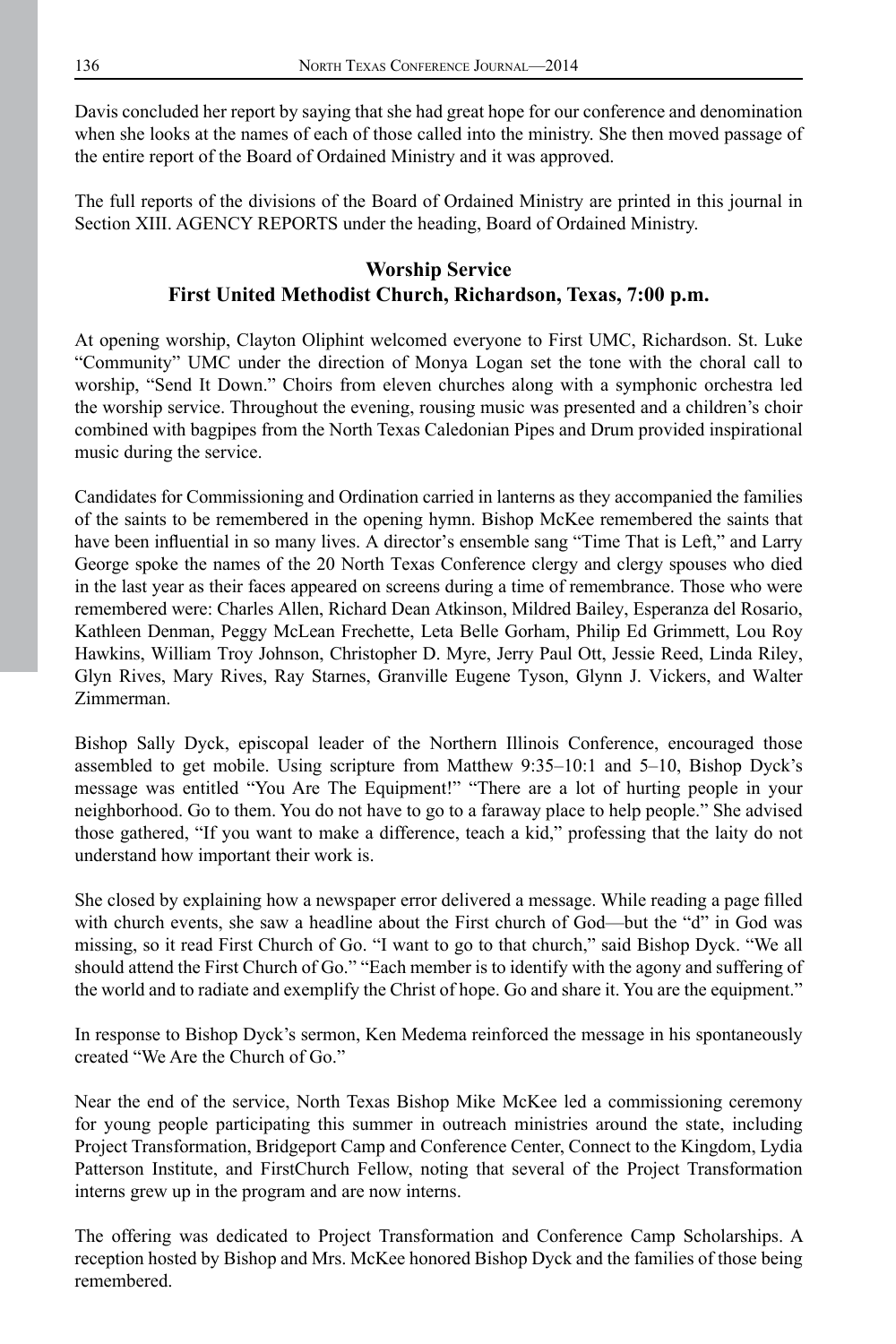Davis concluded her report by saying that she had great hope for our conference and denomination when she looks at the names of each of those called into the ministry. She then moved passage of the entire report of the Board of Ordained Ministry and it was approved.

The full reports of the divisions of the Board of Ordained Ministry are printed in this journal in Section XIII. AGENCY REPORTS under the heading, Board of Ordained Ministry.

## Worship Service
## First United Methodist Church, Richardson, Texas, 7:00 p.m.

At opening worship, Clayton Oliphint welcomed everyone to First UMC, Richardson. St. Luke "Community" UMC under the direction of Monya Logan set the tone with the choral call to worship, "Send It Down." Choirs from eleven churches along with a symphonic orchestra led the worship service. Throughout the evening, rousing music was presented and a children's choir combined with bagpipes from the North Texas Caledonian Pipes and Drum provided inspirational music during the service.

Candidates for Commissioning and Ordination carried in lanterns as they accompanied the families of the saints to be remembered in the opening hymn. Bishop McKee remembered the saints that have been influential in so many lives. A director's ensemble sang "Time That is Left," and Larry George spoke the names of the 20 North Texas Conference clergy and clergy spouses who died in the last year as their faces appeared on screens during a time of remembrance. Those who were remembered were: Charles Allen, Richard Dean Atkinson, Mildred Bailey, Esperanza del Rosario, Kathleen Denman, Peggy McLean Frechette, Leta Belle Gorham, Philip Ed Grimmett, Lou Roy Hawkins, William Troy Johnson, Christopher D. Myre, Jerry Paul Ott, Jessie Reed, Linda Riley, Glyn Rives, Mary Rives, Ray Starnes, Granville Eugene Tyson, Glynn J. Vickers, and Walter Zimmerman.

Bishop Sally Dyck, episcopal leader of the Northern Illinois Conference, encouraged those assembled to get mobile. Using scripture from Matthew 9:35–10:1 and 5–10, Bishop Dyck's message was entitled "You Are The Equipment!" "There are a lot of hurting people in your neighborhood. Go to them. You do not have to go to a faraway place to help people." She advised those gathered, "If you want to make a difference, teach a kid," professing that the laity do not understand how important their work is.

She closed by explaining how a newspaper error delivered a message. While reading a page filled with church events, she saw a headline about the First church of God—but the "d" in God was missing, so it read First Church of Go. "I want to go to that church," said Bishop Dyck. "We all should attend the First Church of Go." "Each member is to identify with the agony and suffering of the world and to radiate and exemplify the Christ of hope. Go and share it. You are the equipment."

In response to Bishop Dyck's sermon, Ken Medema reinforced the message in his spontaneously created "We Are the Church of Go."

Near the end of the service, North Texas Bishop Mike McKee led a commissioning ceremony for young people participating this summer in outreach ministries around the state, including Project Transformation, Bridgeport Camp and Conference Center, Connect to the Kingdom, Lydia Patterson Institute, and FirstChurch Fellow, noting that several of the Project Transformation interns grew up in the program and are now interns.

The offering was dedicated to Project Transformation and Conference Camp Scholarships. A reception hosted by Bishop and Mrs. McKee honored Bishop Dyck and the families of those being remembered.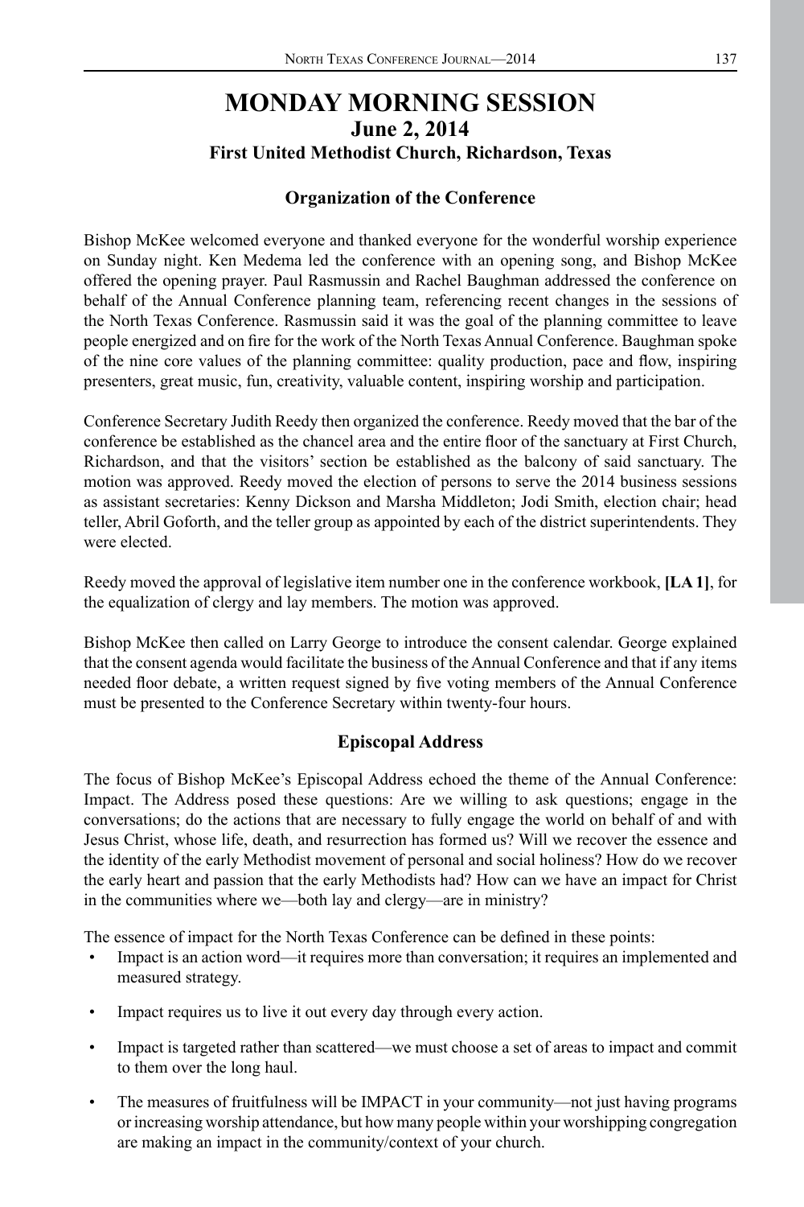# MONDAY MORNING SESSION

## June 2, 2014

### First United Methodist Church, Richardson, Texas

### Organization of the Conference

Bishop McKee welcomed everyone and thanked everyone for the wonderful worship experience on Sunday night. Ken Medema led the conference with an opening song, and Bishop McKee offered the opening prayer. Paul Rasmussin and Rachel Baughman addressed the conference on behalf of the Annual Conference planning team, referencing recent changes in the sessions of the North Texas Conference. Rasmussin said it was the goal of the planning committee to leave people energized and on fire for the work of the North Texas Annual Conference. Baughman spoke of the nine core values of the planning committee: quality production, pace and flow, inspiring presenters, great music, fun, creativity, valuable content, inspiring worship and participation.

Conference Secretary Judith Reedy then organized the conference. Reedy moved that the bar of the conference be established as the chancel area and the entire floor of the sanctuary at First Church, Richardson, and that the visitors' section be established as the balcony of said sanctuary. The motion was approved. Reedy moved the election of persons to serve the 2014 business sessions as assistant secretaries: Kenny Dickson and Marsha Middleton; Jodi Smith, election chair; head teller, Abril Goforth, and the teller group as appointed by each of the district superintendents. They were elected.

Reedy moved the approval of legislative item number one in the conference workbook, **[LA 1]**, for the equalization of clergy and lay members. The motion was approved.

Bishop McKee then called on Larry George to introduce the consent calendar. George explained that the consent agenda would facilitate the business of the Annual Conference and that if any items needed floor debate, a written request signed by five voting members of the Annual Conference must be presented to the Conference Secretary within twenty-four hours.

### Episcopal Address

The focus of Bishop McKee's Episcopal Address echoed the theme of the Annual Conference: Impact. The Address posed these questions: Are we willing to ask questions; engage in the conversations; do the actions that are necessary to fully engage the world on behalf of and with Jesus Christ, whose life, death, and resurrection has formed us? Will we recover the essence and the identity of the early Methodist movement of personal and social holiness? How do we recover the early heart and passion that the early Methodists had? How can we have an impact for Christ in the communities where we—both lay and clergy—are in ministry?

The essence of impact for the North Texas Conference can be defined in these points:

- Impact is an action word—it requires more than conversation; it requires an implemented and measured strategy.
- Impact requires us to live it out every day through every action.
- Impact is targeted rather than scattered—we must choose a set of areas to impact and commit to them over the long haul.
- The measures of fruitfulness will be IMPACT in your community—not just having programs or increasing worship attendance, but how many people within your worshipping congregation are making an impact in the community/context of your church.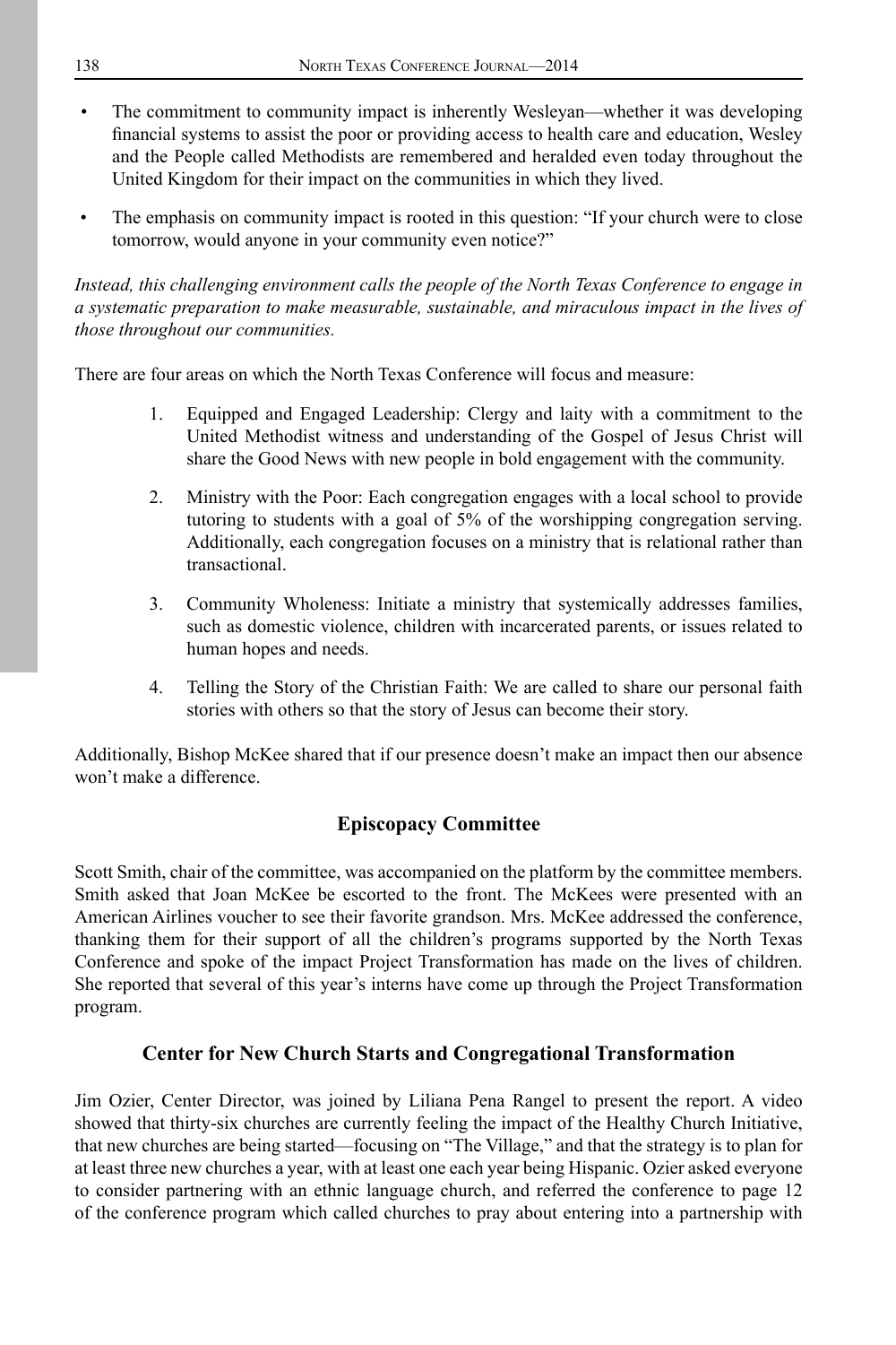- The commitment to community impact is inherently Wesleyan—whether it was developing financial systems to assist the poor or providing access to health care and education, Wesley and the People called Methodists are remembered and heralded even today throughout the United Kingdom for their impact on the communities in which they lived.
- The emphasis on community impact is rooted in this question: "If your church were to close tomorrow, would anyone in your community even notice?"

*Instead, this challenging environment calls the people of the North Texas Conference to engage in a systematic preparation to make measurable, sustainable, and miraculous impact in the lives of those throughout our communities.*

There are four areas on which the North Texas Conference will focus and measure:

1. Equipped and Engaged Leadership: Clergy and laity with a commitment to the United Methodist witness and understanding of the Gospel of Jesus Christ will share the Good News with new people in bold engagement with the community.
2. Ministry with the Poor: Each congregation engages with a local school to provide tutoring to students with a goal of 5% of the worshipping congregation serving. Additionally, each congregation focuses on a ministry that is relational rather than transactional.
3. Community Wholeness: Initiate a ministry that systemically addresses families, such as domestic violence, children with incarcerated parents, or issues related to human hopes and needs.
4. Telling the Story of the Christian Faith: We are called to share our personal faith stories with others so that the story of Jesus can become their story.

Additionally, Bishop McKee shared that if our presence doesn't make an impact then our absence won't make a difference.

## Episcopacy Committee

Scott Smith, chair of the committee, was accompanied on the platform by the committee members. Smith asked that Joan McKee be escorted to the front. The McKees were presented with an American Airlines voucher to see their favorite grandson. Mrs. McKee addressed the conference, thanking them for their support of all the children's programs supported by the North Texas Conference and spoke of the impact Project Transformation has made on the lives of children. She reported that several of this year's interns have come up through the Project Transformation program.

## Center for New Church Starts and Congregational Transformation

Jim Ozier, Center Director, was joined by Liliana Pena Rangel to present the report. A video showed that thirty-six churches are currently feeling the impact of the Healthy Church Initiative, that new churches are being started—focusing on "The Village," and that the strategy is to plan for at least three new churches a year, with at least one each year being Hispanic. Ozier asked everyone to consider partnering with an ethnic language church, and referred the conference to page 12 of the conference program which called churches to pray about entering into a partnership with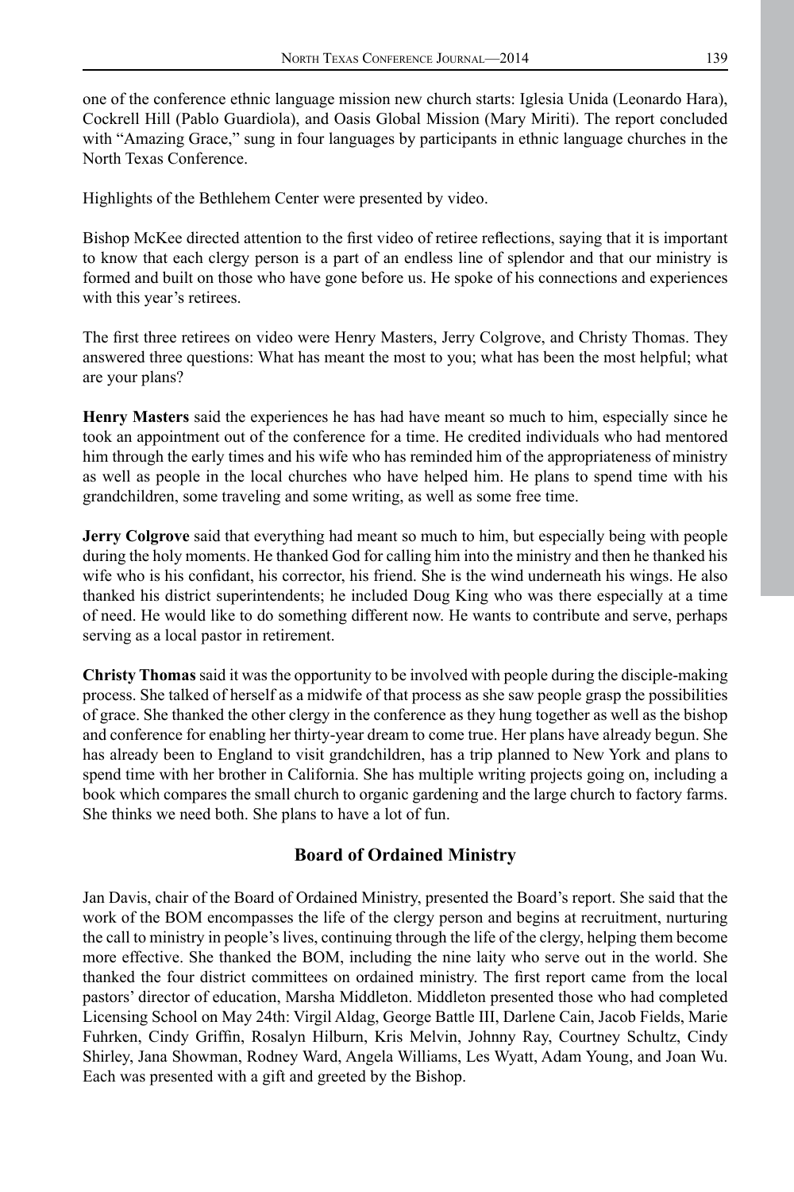one of the conference ethnic language mission new church starts: Iglesia Unida (Leonardo Hara), Cockrell Hill (Pablo Guardiola), and Oasis Global Mission (Mary Miriti). The report concluded with "Amazing Grace," sung in four languages by participants in ethnic language churches in the North Texas Conference.

Highlights of the Bethlehem Center were presented by video.

Bishop McKee directed attention to the first video of retiree reflections, saying that it is important to know that each clergy person is a part of an endless line of splendor and that our ministry is formed and built on those who have gone before us. He spoke of his connections and experiences with this year's retirees.

The first three retirees on video were Henry Masters, Jerry Colgrove, and Christy Thomas. They answered three questions: What has meant the most to you; what has been the most helpful; what are your plans?

**Henry Masters** said the experiences he has had have meant so much to him, especially since he took an appointment out of the conference for a time. He credited individuals who had mentored him through the early times and his wife who has reminded him of the appropriateness of ministry as well as people in the local churches who have helped him. He plans to spend time with his grandchildren, some traveling and some writing, as well as some free time.

**Jerry Colgrove** said that everything had meant so much to him, but especially being with people during the holy moments. He thanked God for calling him into the ministry and then he thanked his wife who is his confidant, his corrector, his friend. She is the wind underneath his wings. He also thanked his district superintendents; he included Doug King who was there especially at a time of need. He would like to do something different now. He wants to contribute and serve, perhaps serving as a local pastor in retirement.

**Christy Thomas** said it was the opportunity to be involved with people during the disciple-making process. She talked of herself as a midwife of that process as she saw people grasp the possibilities of grace. She thanked the other clergy in the conference as they hung together as well as the bishop and conference for enabling her thirty-year dream to come true. Her plans have already begun. She has already been to England to visit grandchildren, has a trip planned to New York and plans to spend time with her brother in California. She has multiple writing projects going on, including a book which compares the small church to organic gardening and the large church to factory farms. She thinks we need both. She plans to have a lot of fun.

## Board of Ordained Ministry

Jan Davis, chair of the Board of Ordained Ministry, presented the Board's report. She said that the work of the BOM encompasses the life of the clergy person and begins at recruitment, nurturing the call to ministry in people's lives, continuing through the life of the clergy, helping them become more effective. She thanked the BOM, including the nine laity who serve out in the world. She thanked the four district committees on ordained ministry. The first report came from the local pastors' director of education, Marsha Middleton. Middleton presented those who had completed Licensing School on May 24th: Virgil Aldag, George Battle III, Darlene Cain, Jacob Fields, Marie Fuhrken, Cindy Griffin, Rosalyn Hilburn, Kris Melvin, Johnny Ray, Courtney Schultz, Cindy Shirley, Jana Showman, Rodney Ward, Angela Williams, Les Wyatt, Adam Young, and Joan Wu. Each was presented with a gift and greeted by the Bishop.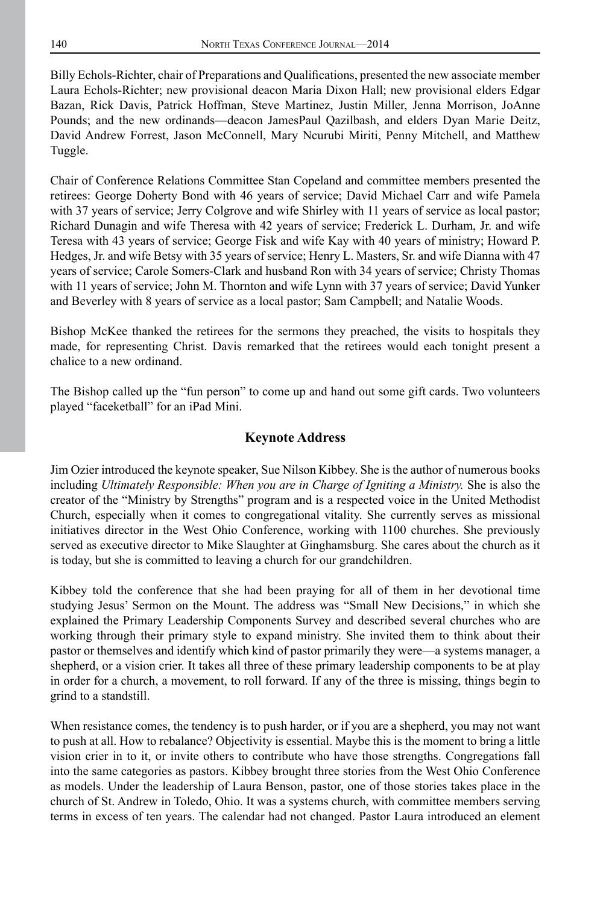Billy Echols-Richter, chair of Preparations and Qualifications, presented the new associate member Laura Echols-Richter; new provisional deacon Maria Dixon Hall; new provisional elders Edgar Bazan, Rick Davis, Patrick Hoffman, Steve Martinez, Justin Miller, Jenna Morrison, JoAnne Pounds; and the new ordinands—deacon JamesPaul Qazilbash, and elders Dyan Marie Deitz, David Andrew Forrest, Jason McConnell, Mary Ncurubi Miriti, Penny Mitchell, and Matthew Tuggle.

Chair of Conference Relations Committee Stan Copeland and committee members presented the retirees: George Doherty Bond with 46 years of service; David Michael Carr and wife Pamela with 37 years of service; Jerry Colgrove and wife Shirley with 11 years of service as local pastor; Richard Dunagin and wife Theresa with 42 years of service; Frederick L. Durham, Jr. and wife Teresa with 43 years of service; George Fisk and wife Kay with 40 years of ministry; Howard P. Hedges, Jr. and wife Betsy with 35 years of service; Henry L. Masters, Sr. and wife Dianna with 47 years of service; Carole Somers-Clark and husband Ron with 34 years of service; Christy Thomas with 11 years of service; John M. Thornton and wife Lynn with 37 years of service; David Yunker and Beverley with 8 years of service as a local pastor; Sam Campbell; and Natalie Woods.

Bishop McKee thanked the retirees for the sermons they preached, the visits to hospitals they made, for representing Christ. Davis remarked that the retirees would each tonight present a chalice to a new ordinand.

The Bishop called up the "fun person" to come up and hand out some gift cards. Two volunteers played "faceketball" for an iPad Mini.

## Keynote Address

Jim Ozier introduced the keynote speaker, Sue Nilson Kibbey. She is the author of numerous books including *Ultimately Responsible: When you are in Charge of Igniting a Ministry.* She is also the creator of the "Ministry by Strengths" program and is a respected voice in the United Methodist Church, especially when it comes to congregational vitality. She currently serves as missional initiatives director in the West Ohio Conference, working with 1100 churches. She previously served as executive director to Mike Slaughter at Ginghamsburg. She cares about the church as it is today, but she is committed to leaving a church for our grandchildren.

Kibbey told the conference that she had been praying for all of them in her devotional time studying Jesus' Sermon on the Mount. The address was "Small New Decisions," in which she explained the Primary Leadership Components Survey and described several churches who are working through their primary style to expand ministry. She invited them to think about their pastor or themselves and identify which kind of pastor primarily they were—a systems manager, a shepherd, or a vision crier. It takes all three of these primary leadership components to be at play in order for a church, a movement, to roll forward. If any of the three is missing, things begin to grind to a standstill.

When resistance comes, the tendency is to push harder, or if you are a shepherd, you may not want to push at all. How to rebalance? Objectivity is essential. Maybe this is the moment to bring a little vision crier in to it, or invite others to contribute who have those strengths. Congregations fall into the same categories as pastors. Kibbey brought three stories from the West Ohio Conference as models. Under the leadership of Laura Benson, pastor, one of those stories takes place in the church of St. Andrew in Toledo, Ohio. It was a systems church, with committee members serving terms in excess of ten years. The calendar had not changed. Pastor Laura introduced an element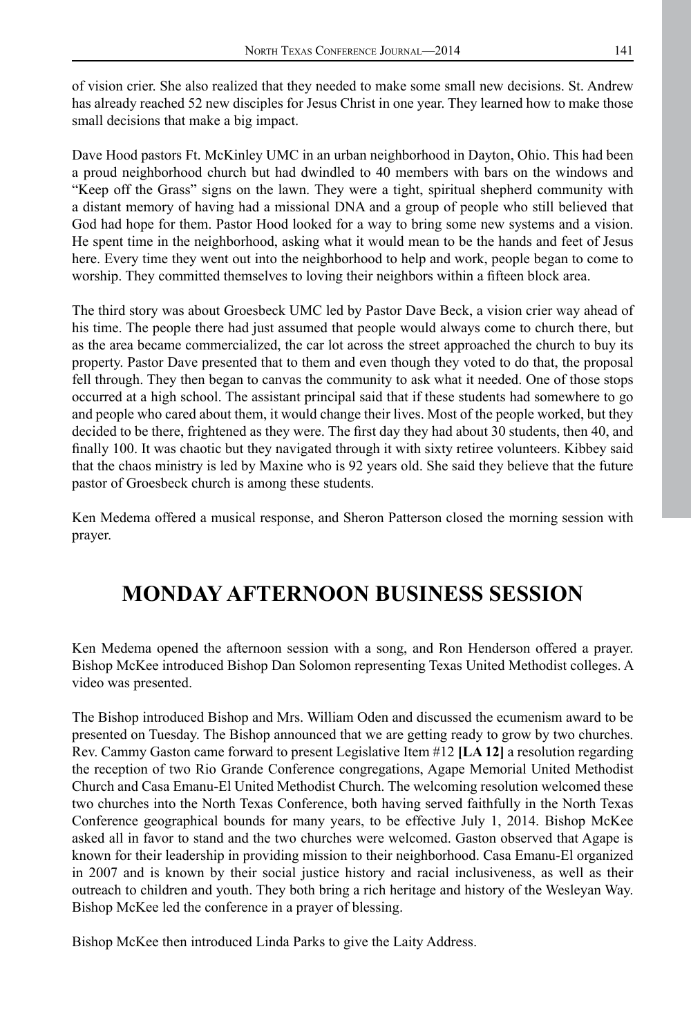of vision crier. She also realized that they needed to make some small new decisions. St. Andrew has already reached 52 new disciples for Jesus Christ in one year. They learned how to make those small decisions that make a big impact.

Dave Hood pastors Ft. McKinley UMC in an urban neighborhood in Dayton, Ohio. This had been a proud neighborhood church but had dwindled to 40 members with bars on the windows and "Keep off the Grass" signs on the lawn. They were a tight, spiritual shepherd community with a distant memory of having had a missional DNA and a group of people who still believed that God had hope for them. Pastor Hood looked for a way to bring some new systems and a vision. He spent time in the neighborhood, asking what it would mean to be the hands and feet of Jesus here. Every time they went out into the neighborhood to help and work, people began to come to worship. They committed themselves to loving their neighbors within a fifteen block area.

The third story was about Groesbeck UMC led by Pastor Dave Beck, a vision crier way ahead of his time. The people there had just assumed that people would always come to church there, but as the area became commercialized, the car lot across the street approached the church to buy its property. Pastor Dave presented that to them and even though they voted to do that, the proposal fell through. They then began to canvas the community to ask what it needed. One of those stops occurred at a high school. The assistant principal said that if these students had somewhere to go and people who cared about them, it would change their lives. Most of the people worked, but they decided to be there, frightened as they were. The first day they had about 30 students, then 40, and finally 100. It was chaotic but they navigated through it with sixty retiree volunteers. Kibbey said that the chaos ministry is led by Maxine who is 92 years old. She said they believe that the future pastor of Groesbeck church is among these students.

Ken Medema offered a musical response, and Sheron Patterson closed the morning session with prayer.

# MONDAY AFTERNOON BUSINESS SESSION

Ken Medema opened the afternoon session with a song, and Ron Henderson offered a prayer. Bishop McKee introduced Bishop Dan Solomon representing Texas United Methodist colleges. A video was presented.

The Bishop introduced Bishop and Mrs. William Oden and discussed the ecumenism award to be presented on Tuesday. The Bishop announced that we are getting ready to grow by two churches. Rev. Cammy Gaston came forward to present Legislative Item #12 **[LA 12]** a resolution regarding the reception of two Rio Grande Conference congregations, Agape Memorial United Methodist Church and Casa Emanu-El United Methodist Church. The welcoming resolution welcomed these two churches into the North Texas Conference, both having served faithfully in the North Texas Conference geographical bounds for many years, to be effective July 1, 2014. Bishop McKee asked all in favor to stand and the two churches were welcomed. Gaston observed that Agape is known for their leadership in providing mission to their neighborhood. Casa Emanu-El organized in 2007 and is known by their social justice history and racial inclusiveness, as well as their outreach to children and youth. They both bring a rich heritage and history of the Wesleyan Way. Bishop McKee led the conference in a prayer of blessing.

Bishop McKee then introduced Linda Parks to give the Laity Address.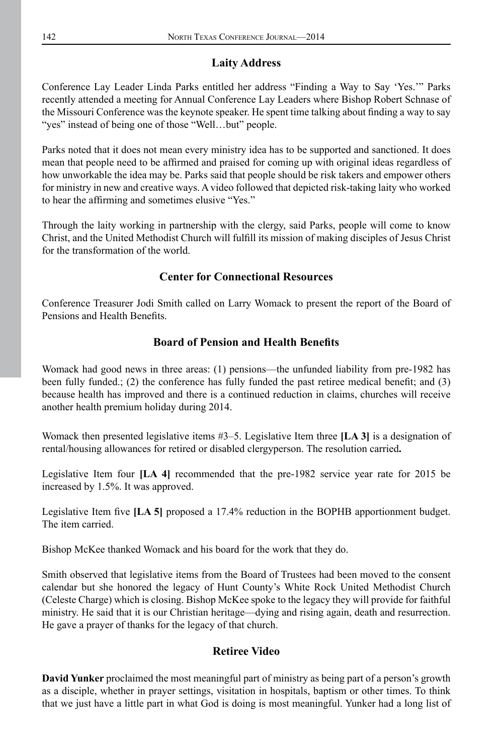## Laity Address

Conference Lay Leader Linda Parks entitled her address "Finding a Way to Say 'Yes.'" Parks recently attended a meeting for Annual Conference Lay Leaders where Bishop Robert Schnase of the Missouri Conference was the keynote speaker. He spent time talking about finding a way to say "yes" instead of being one of those "Well…but" people.

Parks noted that it does not mean every ministry idea has to be supported and sanctioned. It does mean that people need to be affirmed and praised for coming up with original ideas regardless of how unworkable the idea may be. Parks said that people should be risk takers and empower others for ministry in new and creative ways. A video followed that depicted risk-taking laity who worked to hear the affirming and sometimes elusive "Yes."

Through the laity working in partnership with the clergy, said Parks, people will come to know Christ, and the United Methodist Church will fulfill its mission of making disciples of Jesus Christ for the transformation of the world.

## Center for Connectional Resources

Conference Treasurer Jodi Smith called on Larry Womack to present the report of the Board of Pensions and Health Benefits.

## Board of Pension and Health Benefits

Womack had good news in three areas: (1) pensions—the unfunded liability from pre-1982 has been fully funded.; (2) the conference has fully funded the past retiree medical benefit; and (3) because health has improved and there is a continued reduction in claims, churches will receive another health premium holiday during 2014.

Womack then presented legislative items #3–5. Legislative Item three **[LA 3]** is a designation of rental/housing allowances for retired or disabled clergyperson. The resolution carried**.**

Legislative Item four **[LA 4]** recommended that the pre-1982 service year rate for 2015 be increased by 1.5%. It was approved.

Legislative Item five **[LA 5]** proposed a 17.4% reduction in the BOPHB apportionment budget. The item carried.

Bishop McKee thanked Womack and his board for the work that they do.

Smith observed that legislative items from the Board of Trustees had been moved to the consent calendar but she honored the legacy of Hunt County's White Rock United Methodist Church (Celeste Charge) which is closing. Bishop McKee spoke to the legacy they will provide for faithful ministry. He said that it is our Christian heritage—dying and rising again, death and resurrection. He gave a prayer of thanks for the legacy of that church.

## Retiree Video

**David Yunker** proclaimed the most meaningful part of ministry as being part of a person's growth as a disciple, whether in prayer settings, visitation in hospitals, baptism or other times. To think that we just have a little part in what God is doing is most meaningful. Yunker had a long list of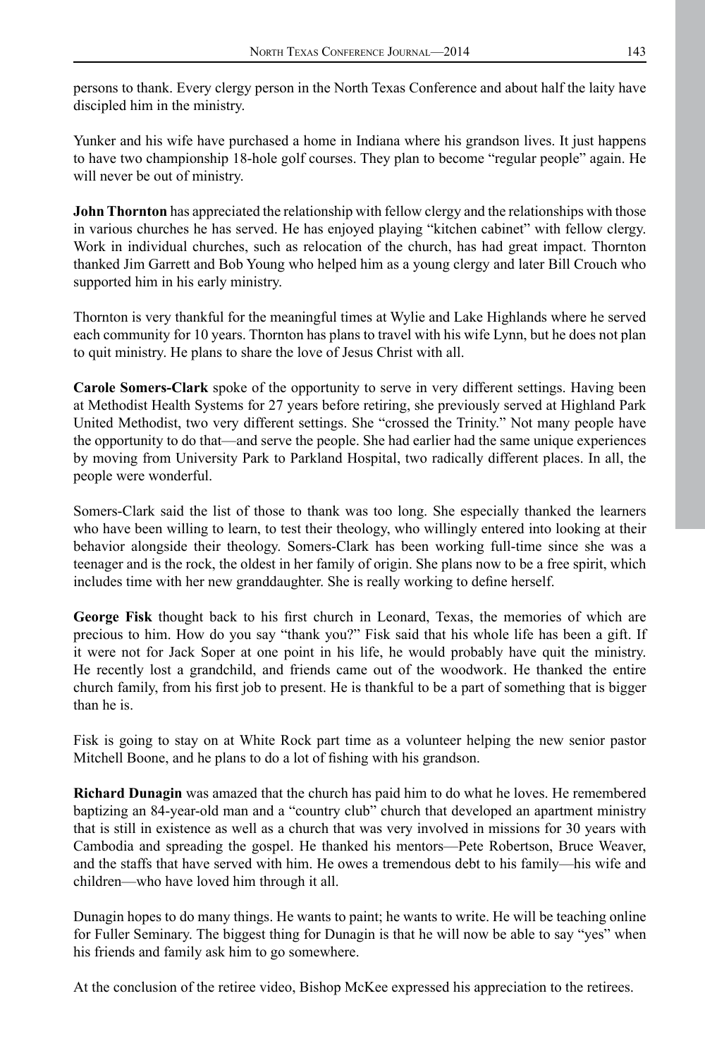persons to thank. Every clergy person in the North Texas Conference and about half the laity have discipled him in the ministry.

Yunker and his wife have purchased a home in Indiana where his grandson lives. It just happens to have two championship 18-hole golf courses. They plan to become "regular people" again. He will never be out of ministry.

**John Thornton** has appreciated the relationship with fellow clergy and the relationships with those in various churches he has served. He has enjoyed playing "kitchen cabinet" with fellow clergy. Work in individual churches, such as relocation of the church, has had great impact. Thornton thanked Jim Garrett and Bob Young who helped him as a young clergy and later Bill Crouch who supported him in his early ministry.

Thornton is very thankful for the meaningful times at Wylie and Lake Highlands where he served each community for 10 years. Thornton has plans to travel with his wife Lynn, but he does not plan to quit ministry. He plans to share the love of Jesus Christ with all.

**Carole Somers-Clark** spoke of the opportunity to serve in very different settings. Having been at Methodist Health Systems for 27 years before retiring, she previously served at Highland Park United Methodist, two very different settings. She "crossed the Trinity." Not many people have the opportunity to do that—and serve the people. She had earlier had the same unique experiences by moving from University Park to Parkland Hospital, two radically different places. In all, the people were wonderful.

Somers-Clark said the list of those to thank was too long. She especially thanked the learners who have been willing to learn, to test their theology, who willingly entered into looking at their behavior alongside their theology. Somers-Clark has been working full-time since she was a teenager and is the rock, the oldest in her family of origin. She plans now to be a free spirit, which includes time with her new granddaughter. She is really working to define herself.

**George Fisk** thought back to his first church in Leonard, Texas, the memories of which are precious to him. How do you say "thank you?" Fisk said that his whole life has been a gift. If it were not for Jack Soper at one point in his life, he would probably have quit the ministry. He recently lost a grandchild, and friends came out of the woodwork. He thanked the entire church family, from his first job to present. He is thankful to be a part of something that is bigger than he is.

Fisk is going to stay on at White Rock part time as a volunteer helping the new senior pastor Mitchell Boone, and he plans to do a lot of fishing with his grandson.

**Richard Dunagin** was amazed that the church has paid him to do what he loves. He remembered baptizing an 84-year-old man and a "country club" church that developed an apartment ministry that is still in existence as well as a church that was very involved in missions for 30 years with Cambodia and spreading the gospel. He thanked his mentors—Pete Robertson, Bruce Weaver, and the staffs that have served with him. He owes a tremendous debt to his family—his wife and children—who have loved him through it all.

Dunagin hopes to do many things. He wants to paint; he wants to write. He will be teaching online for Fuller Seminary. The biggest thing for Dunagin is that he will now be able to say "yes" when his friends and family ask him to go somewhere.

At the conclusion of the retiree video, Bishop McKee expressed his appreciation to the retirees.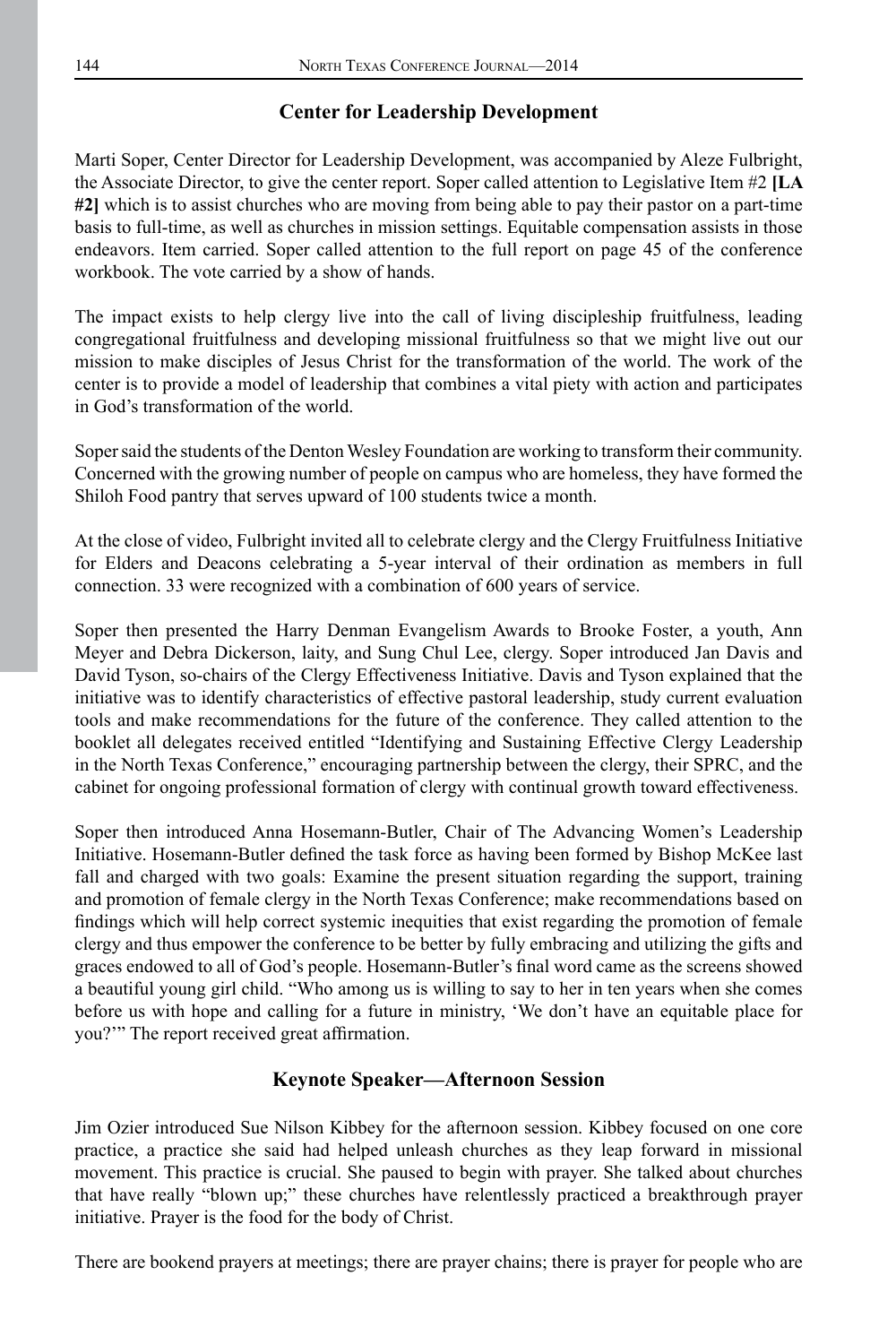## Center for Leadership Development

Marti Soper, Center Director for Leadership Development, was accompanied by Aleze Fulbright, the Associate Director, to give the center report. Soper called attention to Legislative Item #2 **[LA #2]** which is to assist churches who are moving from being able to pay their pastor on a part-time basis to full-time, as well as churches in mission settings. Equitable compensation assists in those endeavors. Item carried. Soper called attention to the full report on page 45 of the conference workbook. The vote carried by a show of hands.

The impact exists to help clergy live into the call of living discipleship fruitfulness, leading congregational fruitfulness and developing missional fruitfulness so that we might live out our mission to make disciples of Jesus Christ for the transformation of the world. The work of the center is to provide a model of leadership that combines a vital piety with action and participates in God's transformation of the world.

Soper said the students of the Denton Wesley Foundation are working to transform their community. Concerned with the growing number of people on campus who are homeless, they have formed the Shiloh Food pantry that serves upward of 100 students twice a month.

At the close of video, Fulbright invited all to celebrate clergy and the Clergy Fruitfulness Initiative for Elders and Deacons celebrating a 5-year interval of their ordination as members in full connection. 33 were recognized with a combination of 600 years of service.

Soper then presented the Harry Denman Evangelism Awards to Brooke Foster, a youth, Ann Meyer and Debra Dickerson, laity, and Sung Chul Lee, clergy. Soper introduced Jan Davis and David Tyson, so-chairs of the Clergy Effectiveness Initiative. Davis and Tyson explained that the initiative was to identify characteristics of effective pastoral leadership, study current evaluation tools and make recommendations for the future of the conference. They called attention to the booklet all delegates received entitled "Identifying and Sustaining Effective Clergy Leadership in the North Texas Conference," encouraging partnership between the clergy, their SPRC, and the cabinet for ongoing professional formation of clergy with continual growth toward effectiveness.

Soper then introduced Anna Hosemann-Butler, Chair of The Advancing Women's Leadership Initiative. Hosemann-Butler defined the task force as having been formed by Bishop McKee last fall and charged with two goals: Examine the present situation regarding the support, training and promotion of female clergy in the North Texas Conference; make recommendations based on findings which will help correct systemic inequities that exist regarding the promotion of female clergy and thus empower the conference to be better by fully embracing and utilizing the gifts and graces endowed to all of God's people. Hosemann-Butler's final word came as the screens showed a beautiful young girl child. "Who among us is willing to say to her in ten years when she comes before us with hope and calling for a future in ministry, 'We don't have an equitable place for you?'" The report received great affirmation.

## Keynote Speaker—Afternoon Session

Jim Ozier introduced Sue Nilson Kibbey for the afternoon session. Kibbey focused on one core practice, a practice she said had helped unleash churches as they leap forward in missional movement. This practice is crucial. She paused to begin with prayer. She talked about churches that have really "blown up;" these churches have relentlessly practiced a breakthrough prayer initiative. Prayer is the food for the body of Christ.

There are bookend prayers at meetings; there are prayer chains; there is prayer for people who are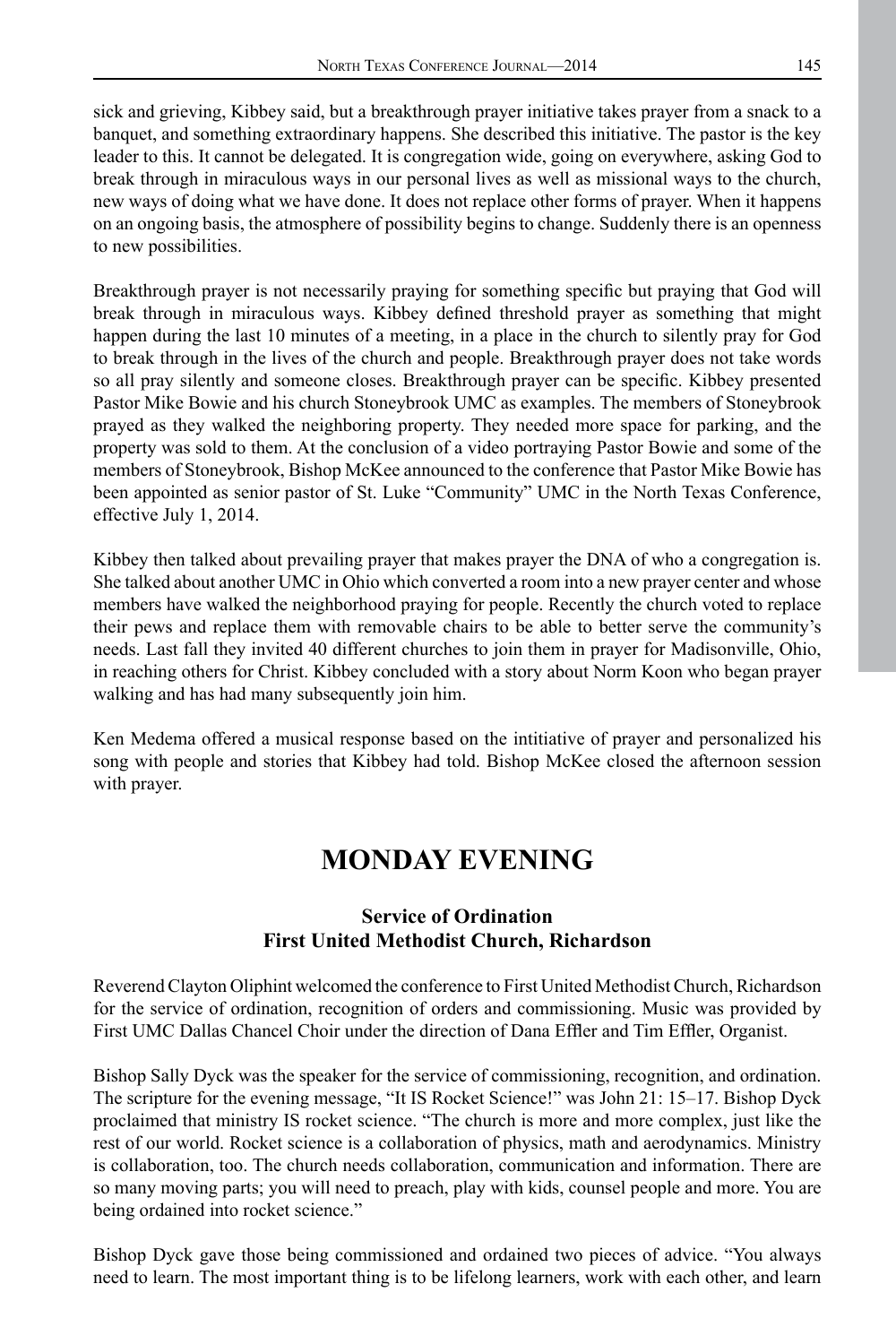sick and grieving, Kibbey said, but a breakthrough prayer initiative takes prayer from a snack to a banquet, and something extraordinary happens. She described this initiative. The pastor is the key leader to this. It cannot be delegated. It is congregation wide, going on everywhere, asking God to break through in miraculous ways in our personal lives as well as missional ways to the church, new ways of doing what we have done. It does not replace other forms of prayer. When it happens on an ongoing basis, the atmosphere of possibility begins to change. Suddenly there is an openness to new possibilities.

Breakthrough prayer is not necessarily praying for something specific but praying that God will break through in miraculous ways. Kibbey defined threshold prayer as something that might happen during the last 10 minutes of a meeting, in a place in the church to silently pray for God to break through in the lives of the church and people. Breakthrough prayer does not take words so all pray silently and someone closes. Breakthrough prayer can be specific. Kibbey presented Pastor Mike Bowie and his church Stoneybrook UMC as examples. The members of Stoneybrook prayed as they walked the neighboring property. They needed more space for parking, and the property was sold to them. At the conclusion of a video portraying Pastor Bowie and some of the members of Stoneybrook, Bishop McKee announced to the conference that Pastor Mike Bowie has been appointed as senior pastor of St. Luke "Community" UMC in the North Texas Conference, effective July 1, 2014.

Kibbey then talked about prevailing prayer that makes prayer the DNA of who a congregation is. She talked about another UMC in Ohio which converted a room into a new prayer center and whose members have walked the neighborhood praying for people. Recently the church voted to replace their pews and replace them with removable chairs to be able to better serve the community's needs. Last fall they invited 40 different churches to join them in prayer for Madisonville, Ohio, in reaching others for Christ. Kibbey concluded with a story about Norm Koon who began prayer walking and has had many subsequently join him.

Ken Medema offered a musical response based on the intitiative of prayer and personalized his song with people and stories that Kibbey had told. Bishop McKee closed the afternoon session with prayer.

# MONDAY EVENING

### Service of Ordination
### First United Methodist Church, Richardson

Reverend Clayton Oliphint welcomed the conference to First United Methodist Church, Richardson for the service of ordination, recognition of orders and commissioning. Music was provided by First UMC Dallas Chancel Choir under the direction of Dana Effler and Tim Effler, Organist.

Bishop Sally Dyck was the speaker for the service of commissioning, recognition, and ordination. The scripture for the evening message, "It IS Rocket Science!" was John 21: 15–17. Bishop Dyck proclaimed that ministry IS rocket science. "The church is more and more complex, just like the rest of our world. Rocket science is a collaboration of physics, math and aerodynamics. Ministry is collaboration, too. The church needs collaboration, communication and information. There are so many moving parts; you will need to preach, play with kids, counsel people and more. You are being ordained into rocket science."

Bishop Dyck gave those being commissioned and ordained two pieces of advice. "You always need to learn. The most important thing is to be lifelong learners, work with each other, and learn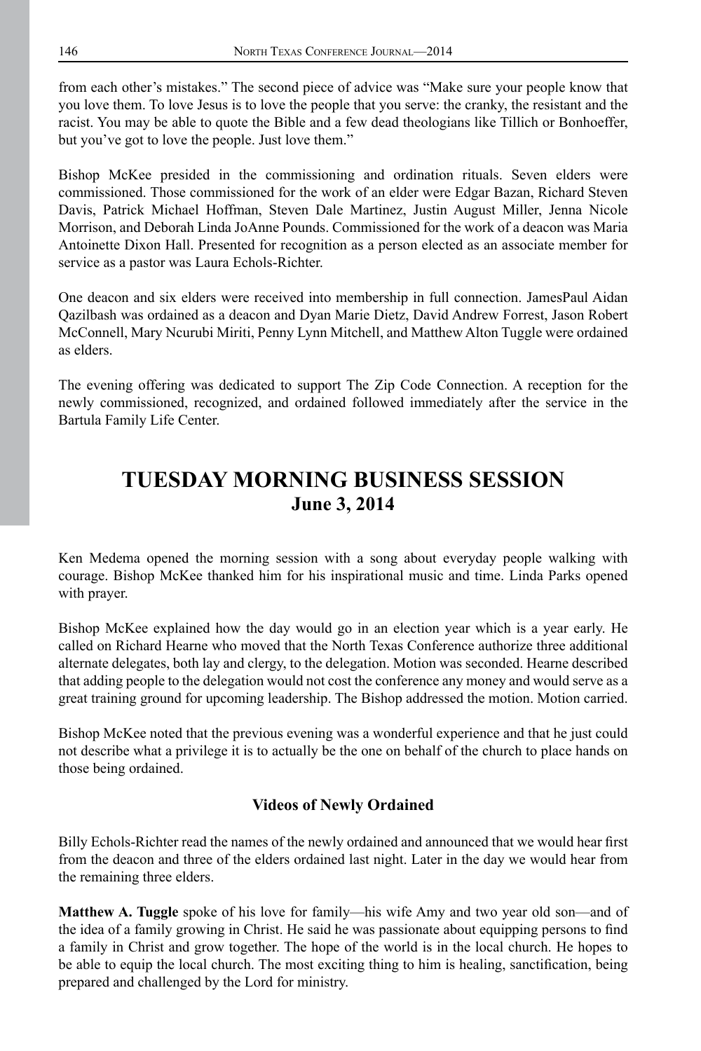from each other's mistakes." The second piece of advice was "Make sure your people know that you love them. To love Jesus is to love the people that you serve: the cranky, the resistant and the racist. You may be able to quote the Bible and a few dead theologians like Tillich or Bonhoeffer, but you've got to love the people. Just love them."

Bishop McKee presided in the commissioning and ordination rituals. Seven elders were commissioned. Those commissioned for the work of an elder were Edgar Bazan, Richard Steven Davis, Patrick Michael Hoffman, Steven Dale Martinez, Justin August Miller, Jenna Nicole Morrison, and Deborah Linda JoAnne Pounds. Commissioned for the work of a deacon was Maria Antoinette Dixon Hall. Presented for recognition as a person elected as an associate member for service as a pastor was Laura Echols-Richter.

One deacon and six elders were received into membership in full connection. JamesPaul Aidan Qazilbash was ordained as a deacon and Dyan Marie Dietz, David Andrew Forrest, Jason Robert McConnell, Mary Ncurubi Miriti, Penny Lynn Mitchell, and Matthew Alton Tuggle were ordained as elders.

The evening offering was dedicated to support The Zip Code Connection. A reception for the newly commissioned, recognized, and ordained followed immediately after the service in the Bartula Family Life Center.

# TUESDAY MORNING BUSINESS SESSION
## June 3, 2014

Ken Medema opened the morning session with a song about everyday people walking with courage. Bishop McKee thanked him for his inspirational music and time. Linda Parks opened with prayer.

Bishop McKee explained how the day would go in an election year which is a year early. He called on Richard Hearne who moved that the North Texas Conference authorize three additional alternate delegates, both lay and clergy, to the delegation. Motion was seconded. Hearne described that adding people to the delegation would not cost the conference any money and would serve as a great training ground for upcoming leadership. The Bishop addressed the motion. Motion carried.

Bishop McKee noted that the previous evening was a wonderful experience and that he just could not describe what a privilege it is to actually be the one on behalf of the church to place hands on those being ordained.

### Videos of Newly Ordained

Billy Echols-Richter read the names of the newly ordained and announced that we would hear first from the deacon and three of the elders ordained last night. Later in the day we would hear from the remaining three elders.

**Matthew A. Tuggle** spoke of his love for family—his wife Amy and two year old son—and of the idea of a family growing in Christ. He said he was passionate about equipping persons to find a family in Christ and grow together. The hope of the world is in the local church. He hopes to be able to equip the local church. The most exciting thing to him is healing, sanctification, being prepared and challenged by the Lord for ministry.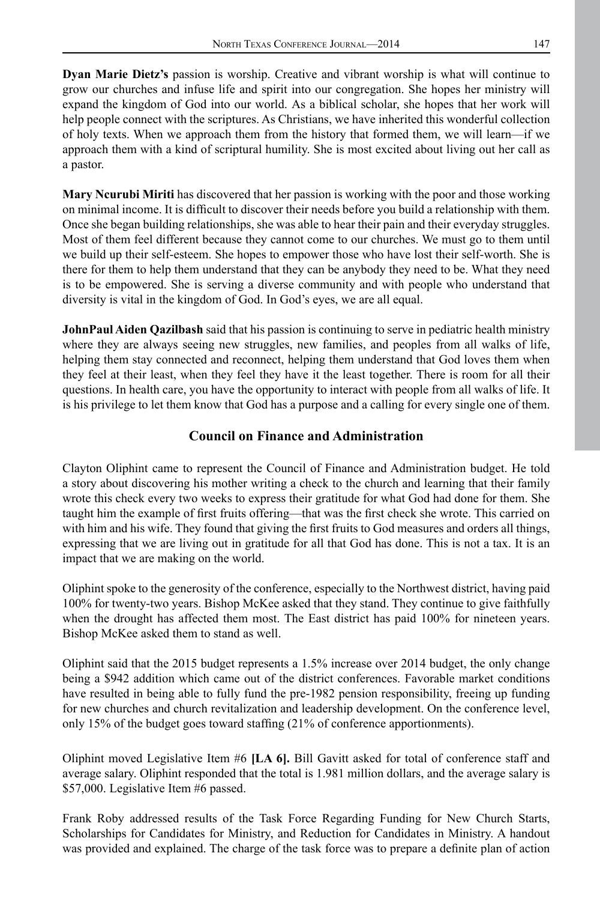**Dyan Marie Dietz's** passion is worship. Creative and vibrant worship is what will continue to grow our churches and infuse life and spirit into our congregation. She hopes her ministry will expand the kingdom of God into our world. As a biblical scholar, she hopes that her work will help people connect with the scriptures. As Christians, we have inherited this wonderful collection of holy texts. When we approach them from the history that formed them, we will learn—if we approach them with a kind of scriptural humility. She is most excited about living out her call as a pastor.

**Mary Ncurubi Miriti** has discovered that her passion is working with the poor and those working on minimal income. It is difficult to discover their needs before you build a relationship with them. Once she began building relationships, she was able to hear their pain and their everyday struggles. Most of them feel different because they cannot come to our churches. We must go to them until we build up their self-esteem. She hopes to empower those who have lost their self-worth. She is there for them to help them understand that they can be anybody they need to be. What they need is to be empowered. She is serving a diverse community and with people who understand that diversity is vital in the kingdom of God. In God's eyes, we are all equal.

**JohnPaul Aiden Qazilbash** said that his passion is continuing to serve in pediatric health ministry where they are always seeing new struggles, new families, and peoples from all walks of life, helping them stay connected and reconnect, helping them understand that God loves them when they feel at their least, when they feel they have it the least together. There is room for all their questions. In health care, you have the opportunity to interact with people from all walks of life. It is his privilege to let them know that God has a purpose and a calling for every single one of them.

## Council on Finance and Administration

Clayton Oliphint came to represent the Council of Finance and Administration budget. He told a story about discovering his mother writing a check to the church and learning that their family wrote this check every two weeks to express their gratitude for what God had done for them. She taught him the example of first fruits offering—that was the first check she wrote. This carried on with him and his wife. They found that giving the first fruits to God measures and orders all things, expressing that we are living out in gratitude for all that God has done. This is not a tax. It is an impact that we are making on the world.

Oliphint spoke to the generosity of the conference, especially to the Northwest district, having paid 100% for twenty-two years. Bishop McKee asked that they stand. They continue to give faithfully when the drought has affected them most. The East district has paid 100% for nineteen years. Bishop McKee asked them to stand as well.

Oliphint said that the 2015 budget represents a 1.5% increase over 2014 budget, the only change being a $942 addition which came out of the district conferences. Favorable market conditions have resulted in being able to fully fund the pre-1982 pension responsibility, freeing up funding for new churches and church revitalization and leadership development. On the conference level, only 15% of the budget goes toward staffing (21% of conference apportionments).

Oliphint moved Legislative Item #6 **[LA 6].** Bill Gavitt asked for total of conference staff and average salary. Oliphint responded that the total is 1.981 million dollars, and the average salary is $57,000. Legislative Item #6 passed.

Frank Roby addressed results of the Task Force Regarding Funding for New Church Starts, Scholarships for Candidates for Ministry, and Reduction for Candidates in Ministry. A handout was provided and explained. The charge of the task force was to prepare a definite plan of action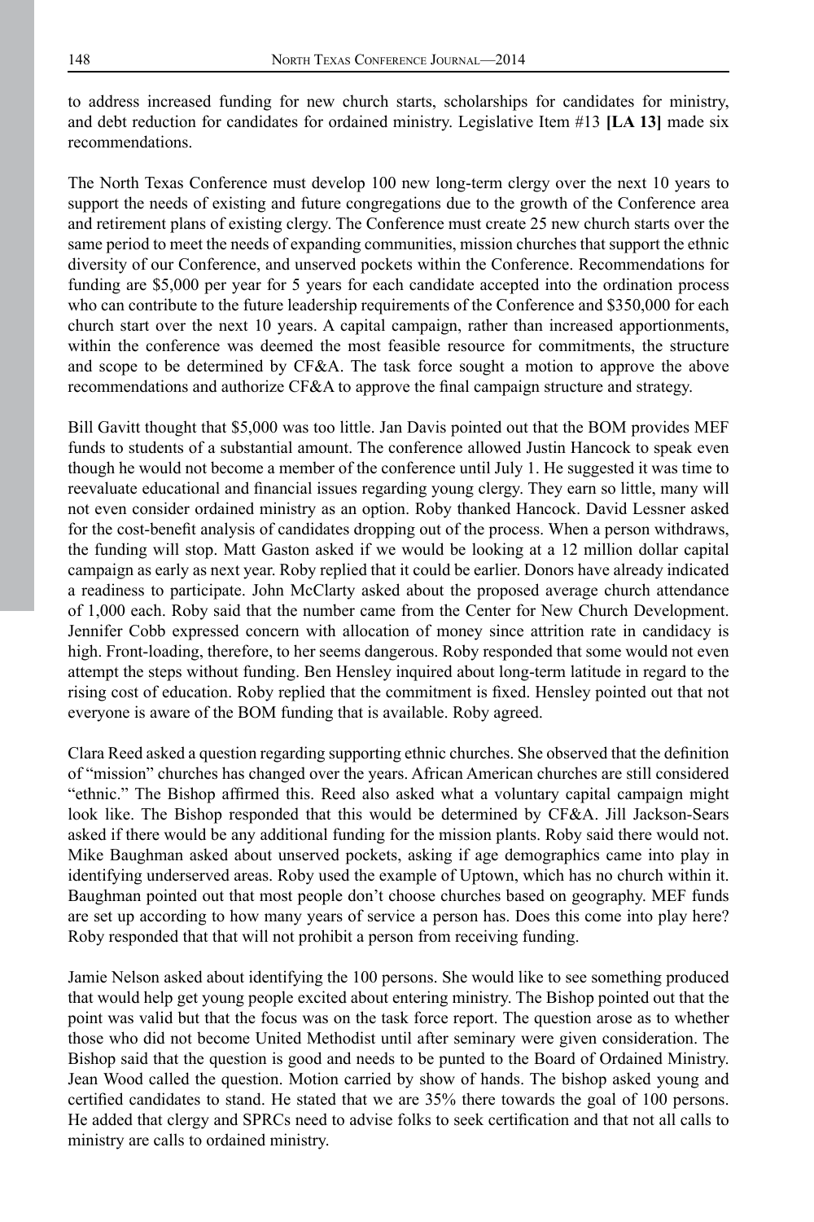to address increased funding for new church starts, scholarships for candidates for ministry, and debt reduction for candidates for ordained ministry. Legislative Item #13 **[LA 13]** made six recommendations.

The North Texas Conference must develop 100 new long-term clergy over the next 10 years to support the needs of existing and future congregations due to the growth of the Conference area and retirement plans of existing clergy. The Conference must create 25 new church starts over the same period to meet the needs of expanding communities, mission churches that support the ethnic diversity of our Conference, and unserved pockets within the Conference. Recommendations for funding are $5,000 per year for 5 years for each candidate accepted into the ordination process who can contribute to the future leadership requirements of the Conference and $350,000 for each church start over the next 10 years. A capital campaign, rather than increased apportionments, within the conference was deemed the most feasible resource for commitments, the structure and scope to be determined by CF&A. The task force sought a motion to approve the above recommendations and authorize CF&A to approve the final campaign structure and strategy.

Bill Gavitt thought that $5,000 was too little. Jan Davis pointed out that the BOM provides MEF funds to students of a substantial amount. The conference allowed Justin Hancock to speak even though he would not become a member of the conference until July 1. He suggested it was time to reevaluate educational and financial issues regarding young clergy. They earn so little, many will not even consider ordained ministry as an option. Roby thanked Hancock. David Lessner asked for the cost-benefit analysis of candidates dropping out of the process. When a person withdraws, the funding will stop. Matt Gaston asked if we would be looking at a 12 million dollar capital campaign as early as next year. Roby replied that it could be earlier. Donors have already indicated a readiness to participate. John McClarty asked about the proposed average church attendance of 1,000 each. Roby said that the number came from the Center for New Church Development. Jennifer Cobb expressed concern with allocation of money since attrition rate in candidacy is high. Front-loading, therefore, to her seems dangerous. Roby responded that some would not even attempt the steps without funding. Ben Hensley inquired about long-term latitude in regard to the rising cost of education. Roby replied that the commitment is fixed. Hensley pointed out that not everyone is aware of the BOM funding that is available. Roby agreed.

Clara Reed asked a question regarding supporting ethnic churches. She observed that the definition of "mission" churches has changed over the years. African American churches are still considered "ethnic." The Bishop affirmed this. Reed also asked what a voluntary capital campaign might look like. The Bishop responded that this would be determined by CF&A. Jill Jackson-Sears asked if there would be any additional funding for the mission plants. Roby said there would not. Mike Baughman asked about unserved pockets, asking if age demographics came into play in identifying underserved areas. Roby used the example of Uptown, which has no church within it. Baughman pointed out that most people don't choose churches based on geography. MEF funds are set up according to how many years of service a person has. Does this come into play here? Roby responded that that will not prohibit a person from receiving funding.

Jamie Nelson asked about identifying the 100 persons. She would like to see something produced that would help get young people excited about entering ministry. The Bishop pointed out that the point was valid but that the focus was on the task force report. The question arose as to whether those who did not become United Methodist until after seminary were given consideration. The Bishop said that the question is good and needs to be punted to the Board of Ordained Ministry. Jean Wood called the question. Motion carried by show of hands. The bishop asked young and certified candidates to stand. He stated that we are 35% there towards the goal of 100 persons. He added that clergy and SPRCs need to advise folks to seek certification and that not all calls to ministry are calls to ordained ministry.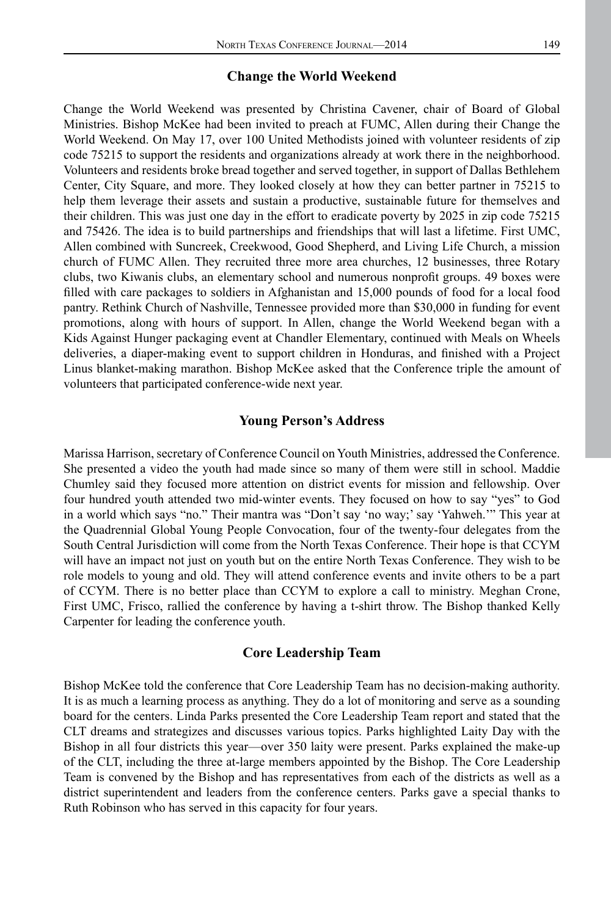## Change the World Weekend

Change the World Weekend was presented by Christina Cavener, chair of Board of Global Ministries. Bishop McKee had been invited to preach at FUMC, Allen during their Change the World Weekend. On May 17, over 100 United Methodists joined with volunteer residents of zip code 75215 to support the residents and organizations already at work there in the neighborhood. Volunteers and residents broke bread together and served together, in support of Dallas Bethlehem Center, City Square, and more. They looked closely at how they can better partner in 75215 to help them leverage their assets and sustain a productive, sustainable future for themselves and their children. This was just one day in the effort to eradicate poverty by 2025 in zip code 75215 and 75426. The idea is to build partnerships and friendships that will last a lifetime. First UMC, Allen combined with Suncreek, Creekwood, Good Shepherd, and Living Life Church, a mission church of FUMC Allen. They recruited three more area churches, 12 businesses, three Rotary clubs, two Kiwanis clubs, an elementary school and numerous nonprofit groups. 49 boxes were filled with care packages to soldiers in Afghanistan and 15,000 pounds of food for a local food pantry. Rethink Church of Nashville, Tennessee provided more than $30,000 in funding for event promotions, along with hours of support. In Allen, change the World Weekend began with a Kids Against Hunger packaging event at Chandler Elementary, continued with Meals on Wheels deliveries, a diaper-making event to support children in Honduras, and finished with a Project Linus blanket-making marathon. Bishop McKee asked that the Conference triple the amount of volunteers that participated conference-wide next year.

## Young Person's Address

Marissa Harrison, secretary of Conference Council on Youth Ministries, addressed the Conference. She presented a video the youth had made since so many of them were still in school. Maddie Chumley said they focused more attention on district events for mission and fellowship. Over four hundred youth attended two mid-winter events. They focused on how to say "yes" to God in a world which says "no." Their mantra was "Don't say 'no way;' say 'Yahweh.'" This year at the Quadrennial Global Young People Convocation, four of the twenty-four delegates from the South Central Jurisdiction will come from the North Texas Conference. Their hope is that CCYM will have an impact not just on youth but on the entire North Texas Conference. They wish to be role models to young and old. They will attend conference events and invite others to be a part of CCYM. There is no better place than CCYM to explore a call to ministry. Meghan Crone, First UMC, Frisco, rallied the conference by having a t-shirt throw. The Bishop thanked Kelly Carpenter for leading the conference youth.

## Core Leadership Team

Bishop McKee told the conference that Core Leadership Team has no decision-making authority. It is as much a learning process as anything. They do a lot of monitoring and serve as a sounding board for the centers. Linda Parks presented the Core Leadership Team report and stated that the CLT dreams and strategizes and discusses various topics. Parks highlighted Laity Day with the Bishop in all four districts this year—over 350 laity were present. Parks explained the make-up of the CLT, including the three at-large members appointed by the Bishop. The Core Leadership Team is convened by the Bishop and has representatives from each of the districts as well as a district superintendent and leaders from the conference centers. Parks gave a special thanks to Ruth Robinson who has served in this capacity for four years.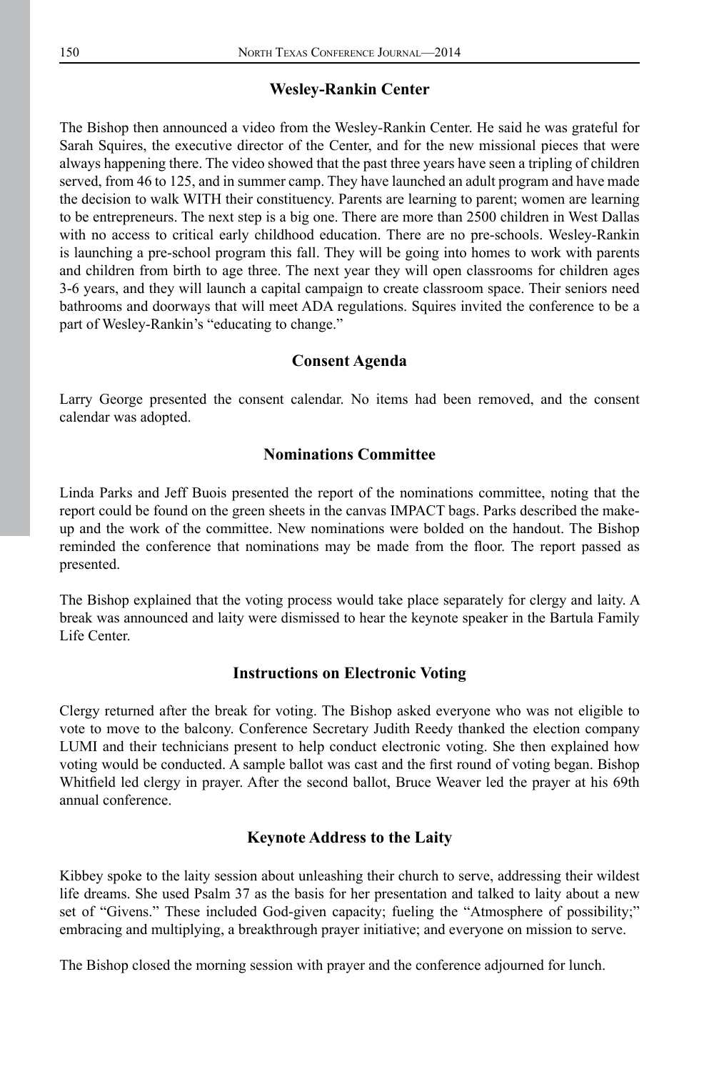## Wesley-Rankin Center

The Bishop then announced a video from the Wesley-Rankin Center. He said he was grateful for Sarah Squires, the executive director of the Center, and for the new missional pieces that were always happening there. The video showed that the past three years have seen a tripling of children served, from 46 to 125, and in summer camp. They have launched an adult program and have made the decision to walk WITH their constituency. Parents are learning to parent; women are learning to be entrepreneurs. The next step is a big one. There are more than 2500 children in West Dallas with no access to critical early childhood education. There are no pre-schools. Wesley-Rankin is launching a pre-school program this fall. They will be going into homes to work with parents and children from birth to age three. The next year they will open classrooms for children ages 3-6 years, and they will launch a capital campaign to create classroom space. Their seniors need bathrooms and doorways that will meet ADA regulations. Squires invited the conference to be a part of Wesley-Rankin's "educating to change."

## Consent Agenda

Larry George presented the consent calendar. No items had been removed, and the consent calendar was adopted.

## Nominations Committee

Linda Parks and Jeff Buois presented the report of the nominations committee, noting that the report could be found on the green sheets in the canvas IMPACT bags. Parks described the make-up and the work of the committee. New nominations were bolded on the handout. The Bishop reminded the conference that nominations may be made from the floor. The report passed as presented.

The Bishop explained that the voting process would take place separately for clergy and laity. A break was announced and laity were dismissed to hear the keynote speaker in the Bartula Family Life Center.

## Instructions on Electronic Voting

Clergy returned after the break for voting. The Bishop asked everyone who was not eligible to vote to move to the balcony. Conference Secretary Judith Reedy thanked the election company LUMI and their technicians present to help conduct electronic voting. She then explained how voting would be conducted. A sample ballot was cast and the first round of voting began. Bishop Whitfield led clergy in prayer. After the second ballot, Bruce Weaver led the prayer at his 69th annual conference.

## Keynote Address to the Laity

Kibbey spoke to the laity session about unleashing their church to serve, addressing their wildest life dreams. She used Psalm 37 as the basis for her presentation and talked to laity about a new set of "Givens." These included God-given capacity; fueling the "Atmosphere of possibility;" embracing and multiplying, a breakthrough prayer initiative; and everyone on mission to serve.

The Bishop closed the morning session with prayer and the conference adjourned for lunch.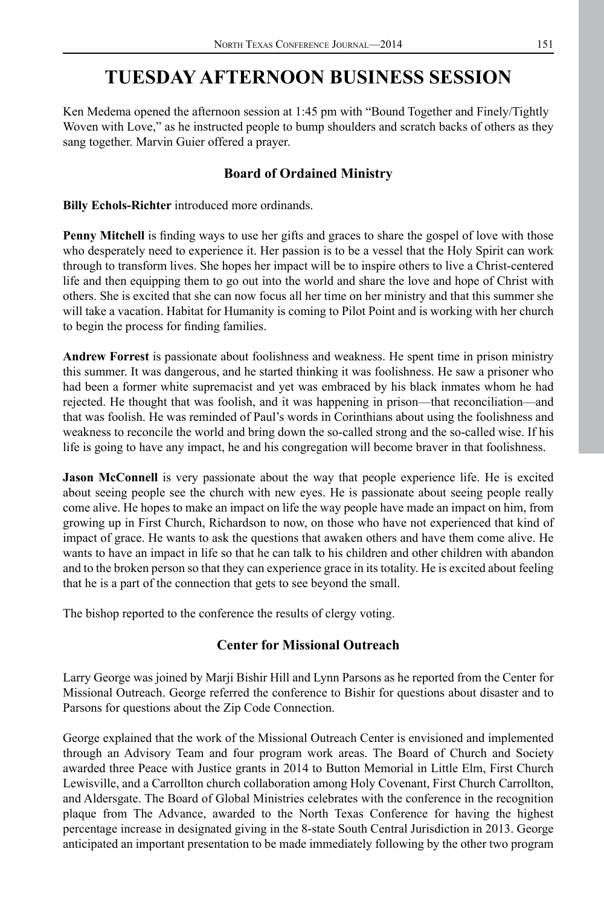# TUESDAY AFTERNOON BUSINESS SESSION

Ken Medema opened the afternoon session at 1:45 pm with "Bound Together and Finely/Tightly Woven with Love," as he instructed people to bump shoulders and scratch backs of others as they sang together. Marvin Guier offered a prayer.

### Board of Ordained Ministry

**Billy Echols-Richter** introduced more ordinands.

**Penny Mitchell** is finding ways to use her gifts and graces to share the gospel of love with those who desperately need to experience it. Her passion is to be a vessel that the Holy Spirit can work through to transform lives. She hopes her impact will be to inspire others to live a Christ-centered life and then equipping them to go out into the world and share the love and hope of Christ with others. She is excited that she can now focus all her time on her ministry and that this summer she will take a vacation. Habitat for Humanity is coming to Pilot Point and is working with her church to begin the process for finding families.

**Andrew Forrest** is passionate about foolishness and weakness. He spent time in prison ministry this summer. It was dangerous, and he started thinking it was foolishness. He saw a prisoner who had been a former white supremacist and yet was embraced by his black inmates whom he had rejected. He thought that was foolish, and it was happening in prison—that reconciliation—and that was foolish. He was reminded of Paul's words in Corinthians about using the foolishness and weakness to reconcile the world and bring down the so-called strong and the so-called wise. If his life is going to have any impact, he and his congregation will become braver in that foolishness.

**Jason McConnell** is very passionate about the way that people experience life. He is excited about seeing people see the church with new eyes. He is passionate about seeing people really come alive. He hopes to make an impact on life the way people have made an impact on him, from growing up in First Church, Richardson to now, on those who have not experienced that kind of impact of grace. He wants to ask the questions that awaken others and have them come alive. He wants to have an impact in life so that he can talk to his children and other children with abandon and to the broken person so that they can experience grace in its totality. He is excited about feeling that he is a part of the connection that gets to see beyond the small.

The bishop reported to the conference the results of clergy voting.

### Center for Missional Outreach

Larry George was joined by Marji Bishir Hill and Lynn Parsons as he reported from the Center for Missional Outreach. George referred the conference to Bishir for questions about disaster and to Parsons for questions about the Zip Code Connection.

George explained that the work of the Missional Outreach Center is envisioned and implemented through an Advisory Team and four program work areas. The Board of Church and Society awarded three Peace with Justice grants in 2014 to Button Memorial in Little Elm, First Church Lewisville, and a Carrollton church collaboration among Holy Covenant, First Church Carrollton, and Aldersgate. The Board of Global Ministries celebrates with the conference in the recognition plaque from The Advance, awarded to the North Texas Conference for having the highest percentage increase in designated giving in the 8-state South Central Jurisdiction in 2013. George anticipated an important presentation to be made immediately following by the other two program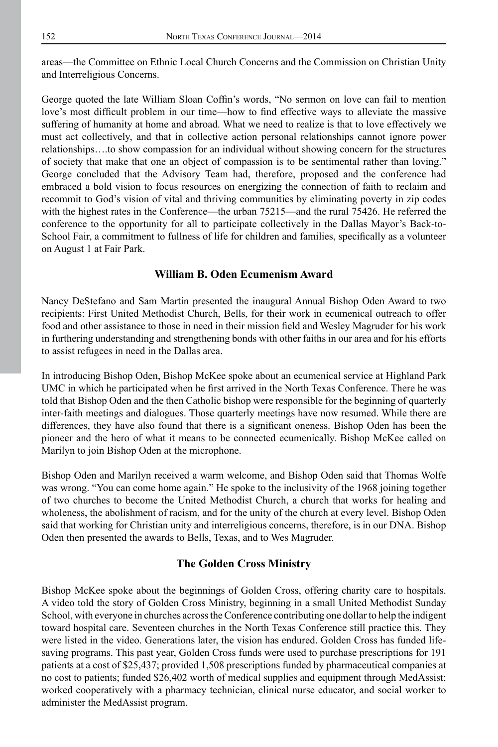areas—the Committee on Ethnic Local Church Concerns and the Commission on Christian Unity and Interreligious Concerns.

George quoted the late William Sloan Coffin's words, "No sermon on love can fail to mention love's most difficult problem in our time—how to find effective ways to alleviate the massive suffering of humanity at home and abroad. What we need to realize is that to love effectively we must act collectively, and that in collective action personal relationships cannot ignore power relationships….to show compassion for an individual without showing concern for the structures of society that make that one an object of compassion is to be sentimental rather than loving." George concluded that the Advisory Team had, therefore, proposed and the conference had embraced a bold vision to focus resources on energizing the connection of faith to reclaim and recommit to God's vision of vital and thriving communities by eliminating poverty in zip codes with the highest rates in the Conference—the urban 75215—and the rural 75426. He referred the conference to the opportunity for all to participate collectively in the Dallas Mayor's Back-to-School Fair, a commitment to fullness of life for children and families, specifically as a volunteer on August 1 at Fair Park.

## William B. Oden Ecumenism Award

Nancy DeStefano and Sam Martin presented the inaugural Annual Bishop Oden Award to two recipients: First United Methodist Church, Bells, for their work in ecumenical outreach to offer food and other assistance to those in need in their mission field and Wesley Magruder for his work in furthering understanding and strengthening bonds with other faiths in our area and for his efforts to assist refugees in need in the Dallas area.

In introducing Bishop Oden, Bishop McKee spoke about an ecumenical service at Highland Park UMC in which he participated when he first arrived in the North Texas Conference. There he was told that Bishop Oden and the then Catholic bishop were responsible for the beginning of quarterly inter-faith meetings and dialogues. Those quarterly meetings have now resumed. While there are differences, they have also found that there is a significant oneness. Bishop Oden has been the pioneer and the hero of what it means to be connected ecumenically. Bishop McKee called on Marilyn to join Bishop Oden at the microphone.

Bishop Oden and Marilyn received a warm welcome, and Bishop Oden said that Thomas Wolfe was wrong. "You can come home again." He spoke to the inclusivity of the 1968 joining together of two churches to become the United Methodist Church, a church that works for healing and wholeness, the abolishment of racism, and for the unity of the church at every level. Bishop Oden said that working for Christian unity and interreligious concerns, therefore, is in our DNA. Bishop Oden then presented the awards to Bells, Texas, and to Wes Magruder.

## The Golden Cross Ministry

Bishop McKee spoke about the beginnings of Golden Cross, offering charity care to hospitals. A video told the story of Golden Cross Ministry, beginning in a small United Methodist Sunday School, with everyone in churches across the Conference contributing one dollar to help the indigent toward hospital care. Seventeen churches in the North Texas Conference still practice this. They were listed in the video. Generations later, the vision has endured. Golden Cross has funded life-saving programs. This past year, Golden Cross funds were used to purchase prescriptions for 191 patients at a cost of $25,437; provided 1,508 prescriptions funded by pharmaceutical companies at no cost to patients; funded $26,402 worth of medical supplies and equipment through MedAssist; worked cooperatively with a pharmacy technician, clinical nurse educator, and social worker to administer the MedAssist program.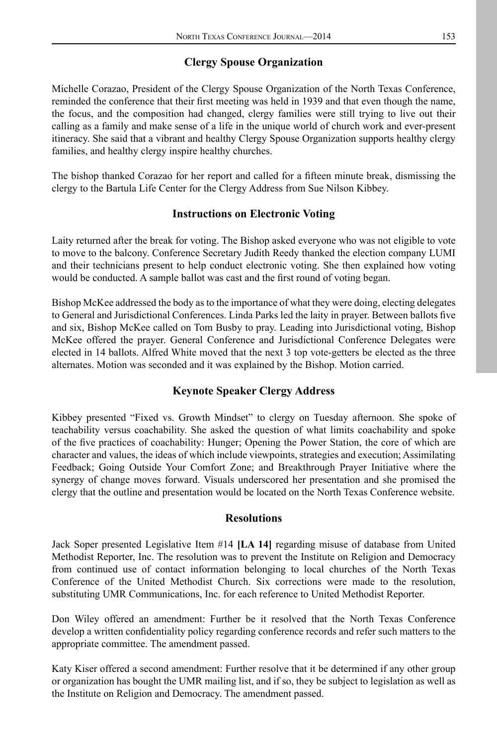## Clergy Spouse Organization

Michelle Corazao, President of the Clergy Spouse Organization of the North Texas Conference, reminded the conference that their first meeting was held in 1939 and that even though the name, the focus, and the composition had changed, clergy families were still trying to live out their calling as a family and make sense of a life in the unique world of church work and ever-present itineracy. She said that a vibrant and healthy Clergy Spouse Organization supports healthy clergy families, and healthy clergy inspire healthy churches.

The bishop thanked Corazao for her report and called for a fifteen minute break, dismissing the clergy to the Bartula Life Center for the Clergy Address from Sue Nilson Kibbey.

## Instructions on Electronic Voting

Laity returned after the break for voting. The Bishop asked everyone who was not eligible to vote to move to the balcony. Conference Secretary Judith Reedy thanked the election company LUMI and their technicians present to help conduct electronic voting. She then explained how voting would be conducted. A sample ballot was cast and the first round of voting began.

Bishop McKee addressed the body as to the importance of what they were doing, electing delegates to General and Jurisdictional Conferences. Linda Parks led the laity in prayer. Between ballots five and six, Bishop McKee called on Tom Busby to pray. Leading into Jurisdictional voting, Bishop McKee offered the prayer. General Conference and Jurisdictional Conference Delegates were elected in 14 ballots. Alfred White moved that the next 3 top vote-getters be elected as the three alternates. Motion was seconded and it was explained by the Bishop. Motion carried.

## Keynote Speaker Clergy Address

Kibbey presented “Fixed vs. Growth Mindset” to clergy on Tuesday afternoon. She spoke of teachability versus coachability. She asked the question of what limits coachability and spoke of the five practices of coachability: Hunger; Opening the Power Station, the core of which are character and values, the ideas of which include viewpoints, strategies and execution; Assimilating Feedback; Going Outside Your Comfort Zone; and Breakthrough Prayer Initiative where the synergy of change moves forward. Visuals underscored her presentation and she promised the clergy that the outline and presentation would be located on the North Texas Conference website.

## Resolutions

Jack Soper presented Legislative Item #14 **[LA 14]** regarding misuse of database from United Methodist Reporter, Inc. The resolution was to prevent the Institute on Religion and Democracy from continued use of contact information belonging to local churches of the North Texas Conference of the United Methodist Church. Six corrections were made to the resolution, substituting UMR Communications, Inc. for each reference to United Methodist Reporter.

Don Wiley offered an amendment: Further be it resolved that the North Texas Conference develop a written confidentiality policy regarding conference records and refer such matters to the appropriate committee. The amendment passed.

Katy Kiser offered a second amendment: Further resolve that it be determined if any other group or organization has bought the UMR mailing list, and if so, they be subject to legislation as well as the Institute on Religion and Democracy. The amendment passed.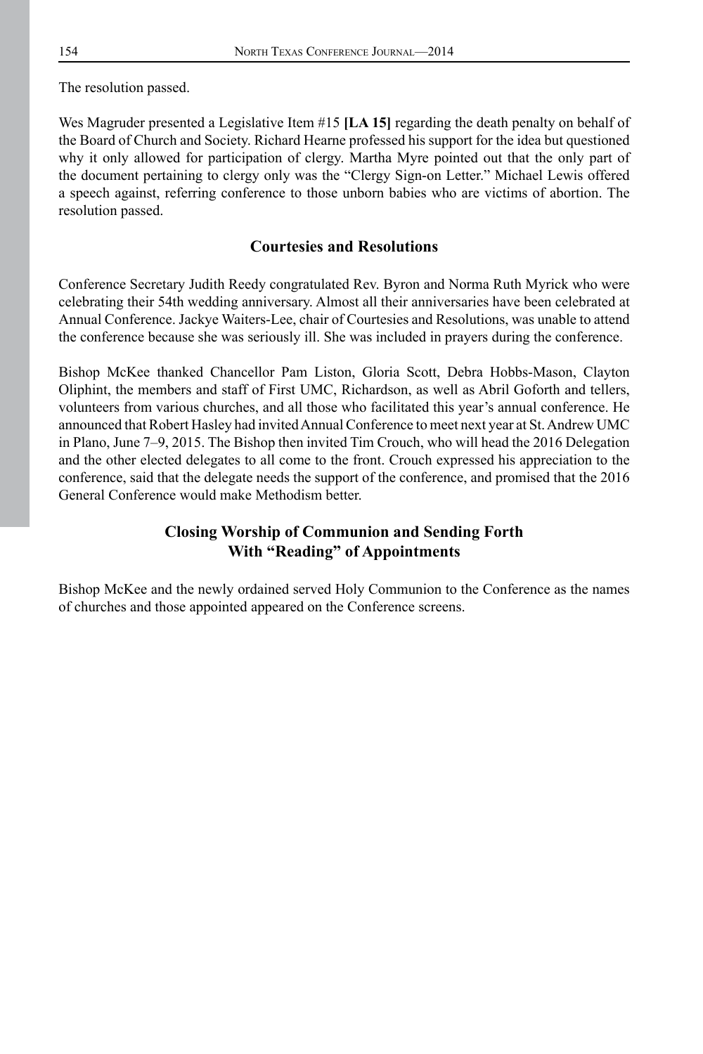The resolution passed.

Wes Magruder presented a Legislative Item #15 **[LA 15]** regarding the death penalty on behalf of the Board of Church and Society. Richard Hearne professed his support for the idea but questioned why it only allowed for participation of clergy. Martha Myre pointed out that the only part of the document pertaining to clergy only was the "Clergy Sign-on Letter." Michael Lewis offered a speech against, referring conference to those unborn babies who are victims of abortion. The resolution passed.

## Courtesies and Resolutions

Conference Secretary Judith Reedy congratulated Rev. Byron and Norma Ruth Myrick who were celebrating their 54th wedding anniversary. Almost all their anniversaries have been celebrated at Annual Conference. Jackye Waiters-Lee, chair of Courtesies and Resolutions, was unable to attend the conference because she was seriously ill. She was included in prayers during the conference.

Bishop McKee thanked Chancellor Pam Liston, Gloria Scott, Debra Hobbs-Mason, Clayton Oliphint, the members and staff of First UMC, Richardson, as well as Abril Goforth and tellers, volunteers from various churches, and all those who facilitated this year's annual conference. He announced that Robert Hasley had invited Annual Conference to meet next year at St. Andrew UMC in Plano, June 7–9, 2015. The Bishop then invited Tim Crouch, who will head the 2016 Delegation and the other elected delegates to all come to the front. Crouch expressed his appreciation to the conference, said that the delegate needs the support of the conference, and promised that the 2016 General Conference would make Methodism better.

## Closing Worship of Communion and Sending Forth With "Reading" of Appointments

Bishop McKee and the newly ordained served Holy Communion to the Conference as the names of churches and those appointed appeared on the Conference screens.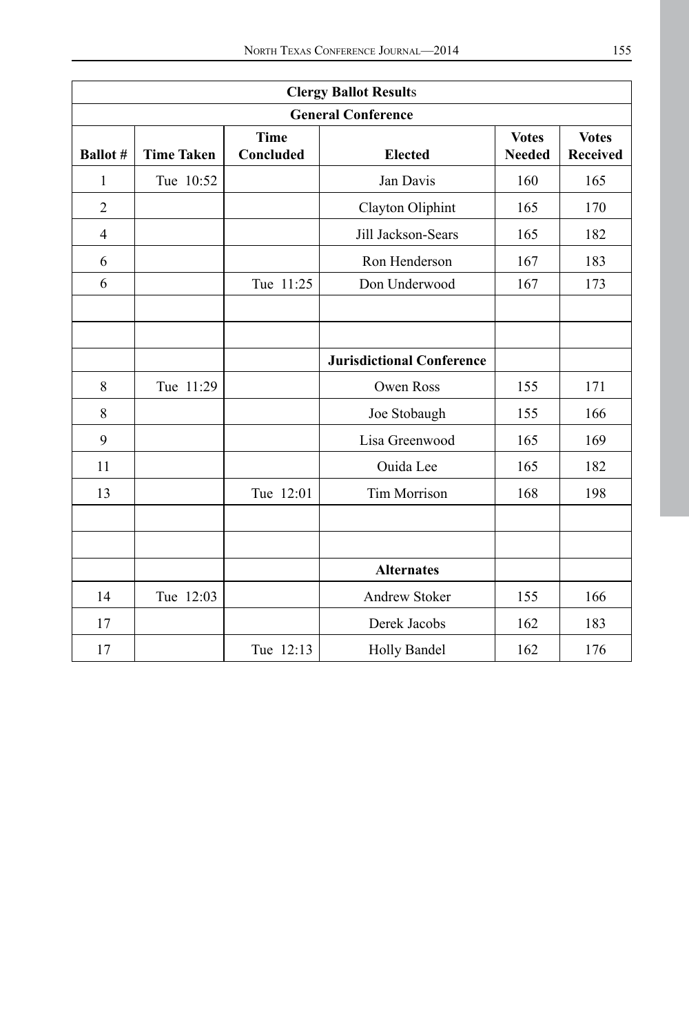| Clergy Ballot Results | | | | | |
|---|---|---|---|---|---|
| **General Conference** | | | | | |
| **Ballot #** | **Time Taken** | **Time Concluded** | **Elected** | **Votes Needed** | **Votes Received** |
| 1 | Tue 10:52 | | Jan Davis | 160 | 165 |
| 2 | | | Clayton Oliphint | 165 | 170 |
| 4 | | | Jill Jackson-Sears | 165 | 182 |
| 6 | | | Ron Henderson | 167 | 183 |
| 6 | | Tue 11:25 | Don Underwood | 167 | 173 |
| | | | | | |
| | | | | | |
| | | | **Jurisdictional Conference** | | |
| 8 | Tue 11:29 | | Owen Ross | 155 | 171 |
| 8 | | | Joe Stobaugh | 155 | 166 |
| 9 | | | Lisa Greenwood | 165 | 169 |
| 11 | | | Ouida Lee | 165 | 182 |
| 13 | | Tue 12:01 | Tim Morrison | 168 | 198 |
| | | | | | |
| | | | | | |
| | | | **Alternates** | | |
| 14 | Tue 12:03 | | Andrew Stoker | 155 | 166 |
| 17 | | | Derek Jacobs | 162 | 183 |
| 17 | | Tue 12:13 | Holly Bandel | 162 | 176 |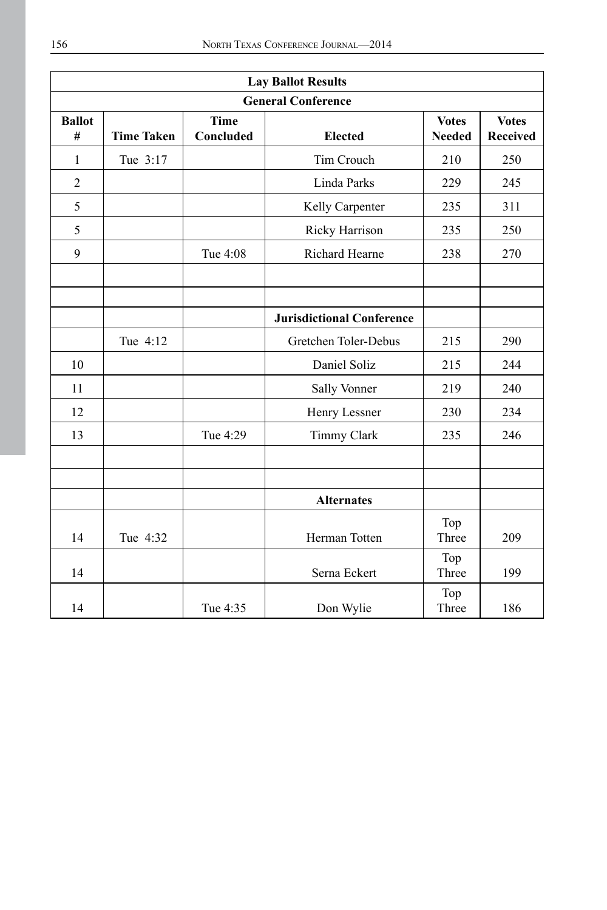| Lay Ballot Results | | | | | |
|---|---|---|---|---|---|
| **General Conference** | | | | | |
| **Ballot #** | **Time Taken** | **Time Concluded** | **Elected** | **Votes Needed** | **Votes Received** |
| 1 | Tue 3:17 | | Tim Crouch | 210 | 250 |
| 2 | | | Linda Parks | 229 | 245 |
| 5 | | | Kelly Carpenter | 235 | 311 |
| 5 | | | Ricky Harrison | 235 | 250 |
| 9 | | Tue 4:08 | Richard Hearne | 238 | 270 |
| | | | | | |
| | | | | | |
| | | | **Jurisdictional Conference** | | |
| | Tue 4:12 | | Gretchen Toler-Debus | 215 | 290 |
| 10 | | | Daniel Soliz | 215 | 244 |
| 11 | | | Sally Vonner | 219 | 240 |
| 12 | | | Henry Lessner | 230 | 234 |
| 13 | | Tue 4:29 | Timmy Clark | 235 | 246 |
| | | | | | |
| | | | | | |
| | | | **Alternates** | | |
| 14 | Tue 4:32 | | Herman Totten | Top Three | 209 |
| 14 | | | Serna Eckert | Top Three | 199 |
| 14 | | Tue 4:35 | Don Wylie | Top Three | 186 |